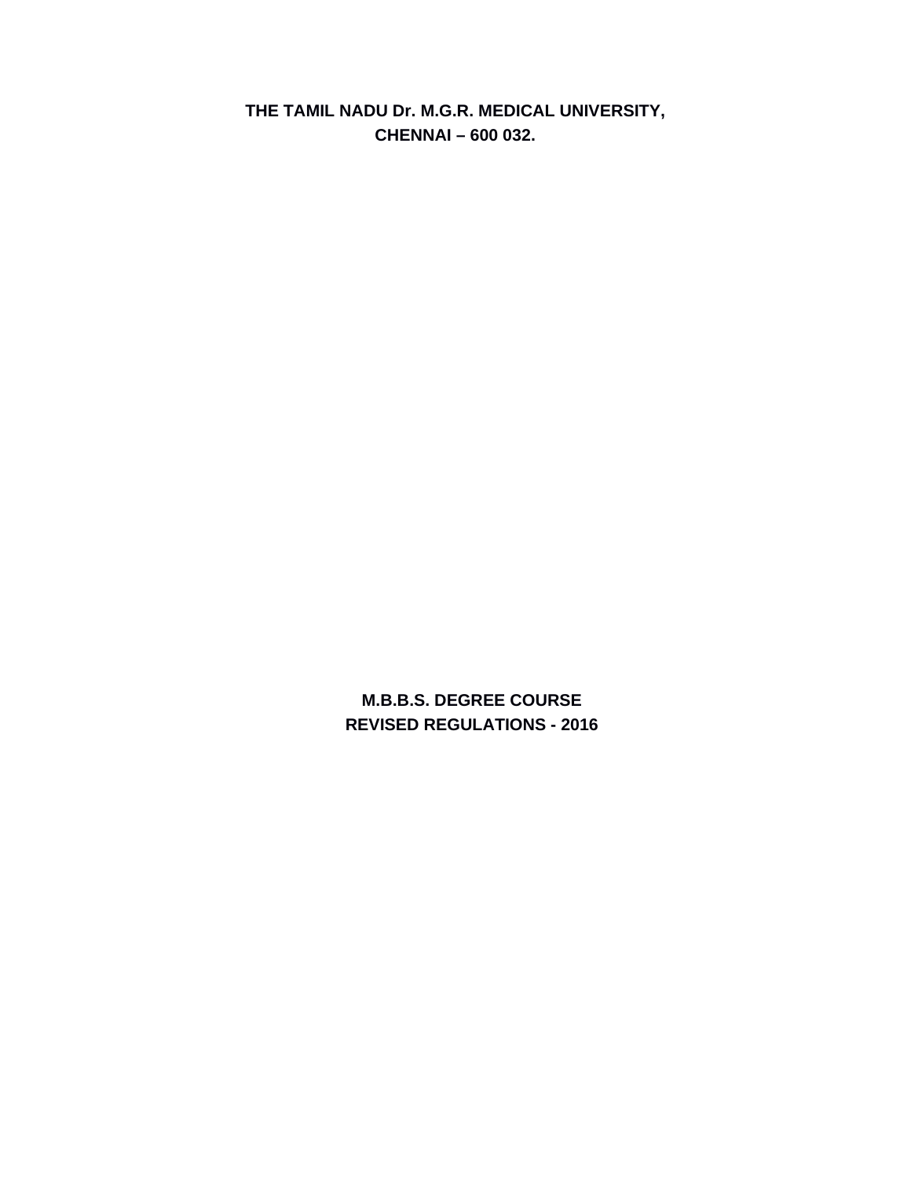# THE TAMIL NADU Dr. M.G.R. MEDICAL UNIVERSITY, CHENNAI – 600 032.

## M.B.B.S. DEGREE COURSE
## REVISED REGULATIONS - 2016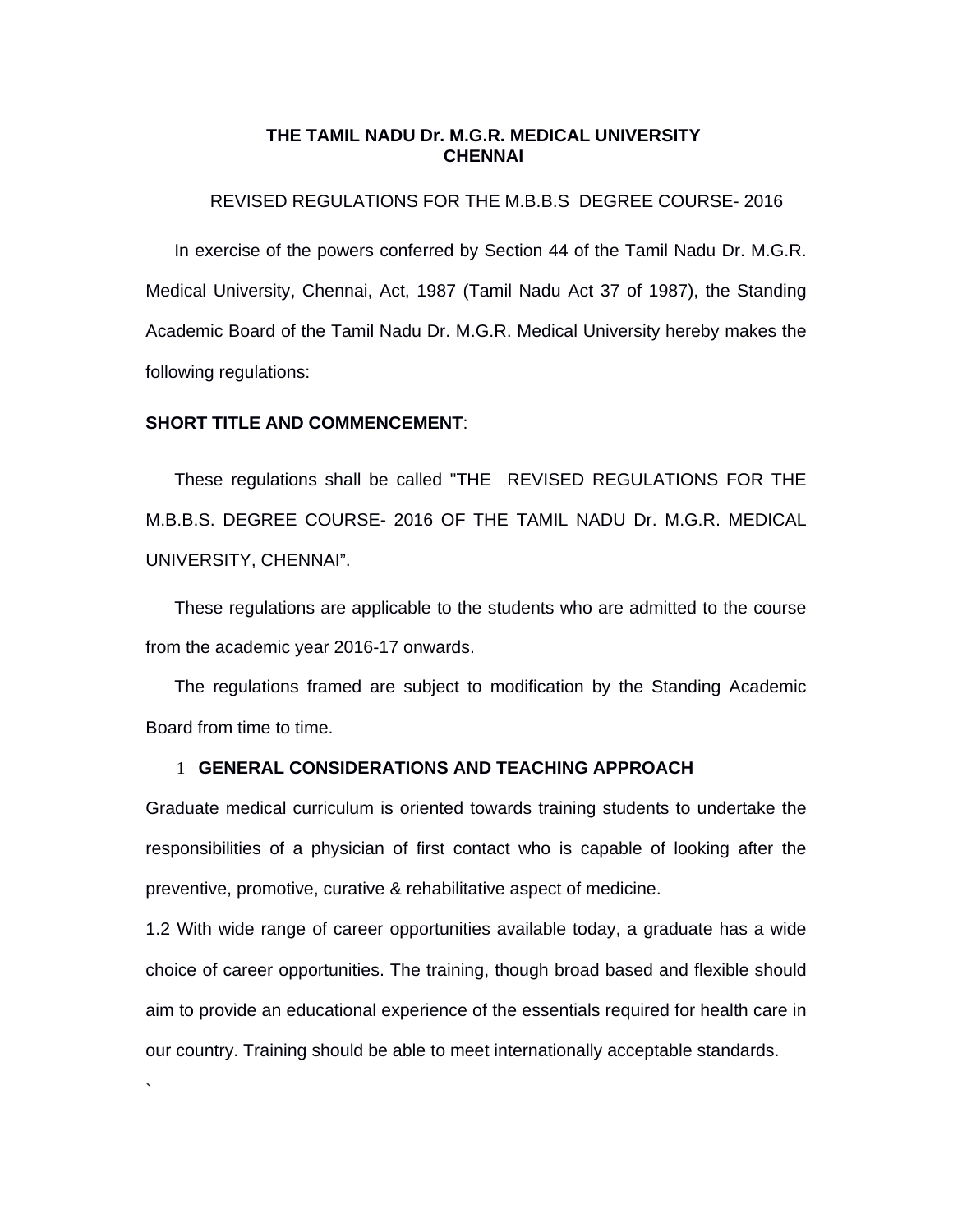**THE TAMIL NADU Dr. M.G.R. MEDICAL UNIVERSITY**
**CHENNAI**

REVISED REGULATIONS FOR THE M.B.B.S DEGREE COURSE- 2016

In exercise of the powers conferred by Section 44 of the Tamil Nadu Dr. M.G.R. Medical University, Chennai, Act, 1987 (Tamil Nadu Act 37 of 1987), the Standing Academic Board of the Tamil Nadu Dr. M.G.R. Medical University hereby makes the following regulations:

**SHORT TITLE AND COMMENCEMENT**:

These regulations shall be called "THE REVISED REGULATIONS FOR THE M.B.B.S. DEGREE COURSE- 2016 OF THE TAMIL NADU Dr. M.G.R. MEDICAL UNIVERSITY, CHENNAI".

These regulations are applicable to the students who are admitted to the course from the academic year 2016-17 onwards.

The regulations framed are subject to modification by the Standing Academic Board from time to time.

1 **GENERAL CONSIDERATIONS AND TEACHING APPROACH**

Graduate medical curriculum is oriented towards training students to undertake the responsibilities of a physician of first contact who is capable of looking after the preventive, promotive, curative & rehabilitative aspect of medicine.

1.2 With wide range of career opportunities available today, a graduate has a wide choice of career opportunities. The training, though broad based and flexible should aim to provide an educational experience of the essentials required for health care in our country. Training should be able to meet internationally acceptable standards.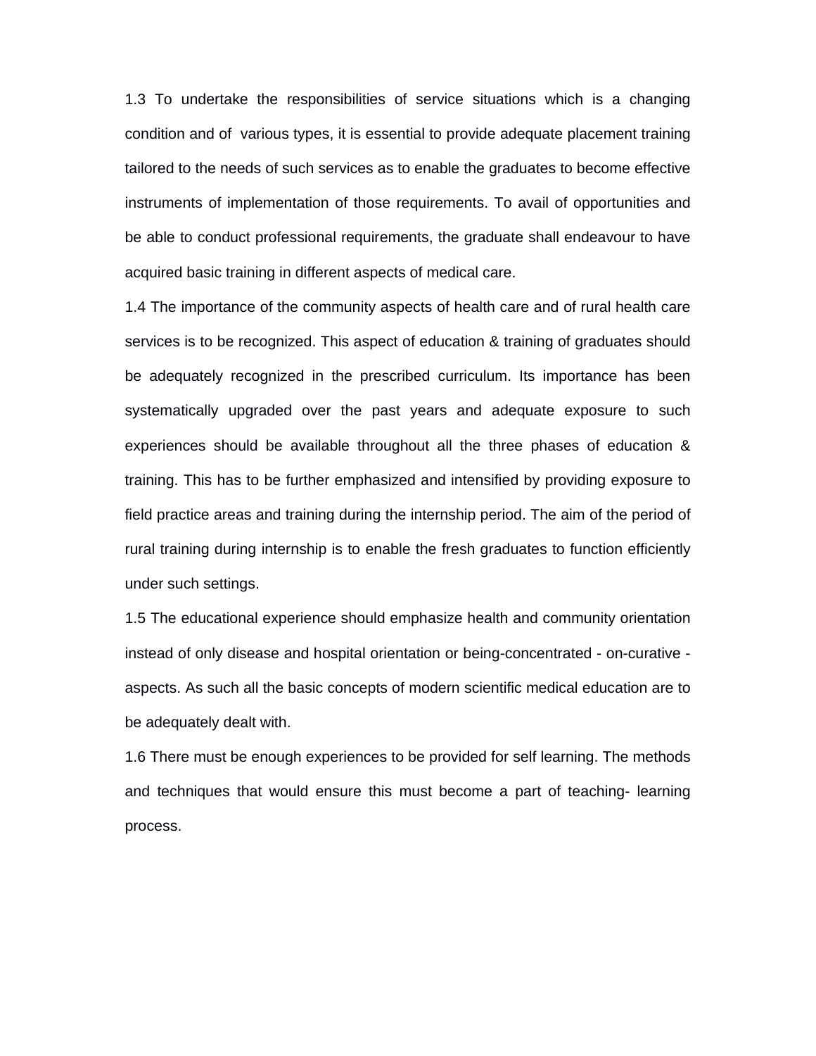1.3 To undertake the responsibilities of service situations which is a changing condition and of various types, it is essential to provide adequate placement training tailored to the needs of such services as to enable the graduates to become effective instruments of implementation of those requirements. To avail of opportunities and be able to conduct professional requirements, the graduate shall endeavour to have acquired basic training in different aspects of medical care.

1.4 The importance of the community aspects of health care and of rural health care services is to be recognized. This aspect of education & training of graduates should be adequately recognized in the prescribed curriculum. Its importance has been systematically upgraded over the past years and adequate exposure to such experiences should be available throughout all the three phases of education & training. This has to be further emphasized and intensified by providing exposure to field practice areas and training during the internship period. The aim of the period of rural training during internship is to enable the fresh graduates to function efficiently under such settings.

1.5 The educational experience should emphasize health and community orientation instead of only disease and hospital orientation or being-concentrated - on-curative - aspects. As such all the basic concepts of modern scientific medical education are to be adequately dealt with.

1.6 There must be enough experiences to be provided for self learning. The methods and techniques that would ensure this must become a part of teaching- learning process.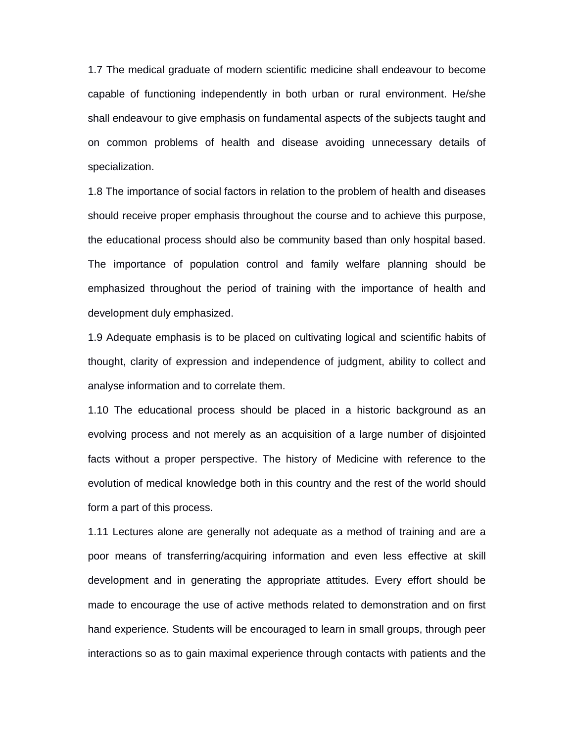1.7 The medical graduate of modern scientific medicine shall endeavour to become capable of functioning independently in both urban or rural environment. He/she shall endeavour to give emphasis on fundamental aspects of the subjects taught and on common problems of health and disease avoiding unnecessary details of specialization.

1.8 The importance of social factors in relation to the problem of health and diseases should receive proper emphasis throughout the course and to achieve this purpose, the educational process should also be community based than only hospital based. The importance of population control and family welfare planning should be emphasized throughout the period of training with the importance of health and development duly emphasized.

1.9 Adequate emphasis is to be placed on cultivating logical and scientific habits of thought, clarity of expression and independence of judgment, ability to collect and analyse information and to correlate them.

1.10 The educational process should be placed in a historic background as an evolving process and not merely as an acquisition of a large number of disjointed facts without a proper perspective. The history of Medicine with reference to the evolution of medical knowledge both in this country and the rest of the world should form a part of this process.

1.11 Lectures alone are generally not adequate as a method of training and are a poor means of transferring/acquiring information and even less effective at skill development and in generating the appropriate attitudes. Every effort should be made to encourage the use of active methods related to demonstration and on first hand experience. Students will be encouraged to learn in small groups, through peer interactions so as to gain maximal experience through contacts with patients and the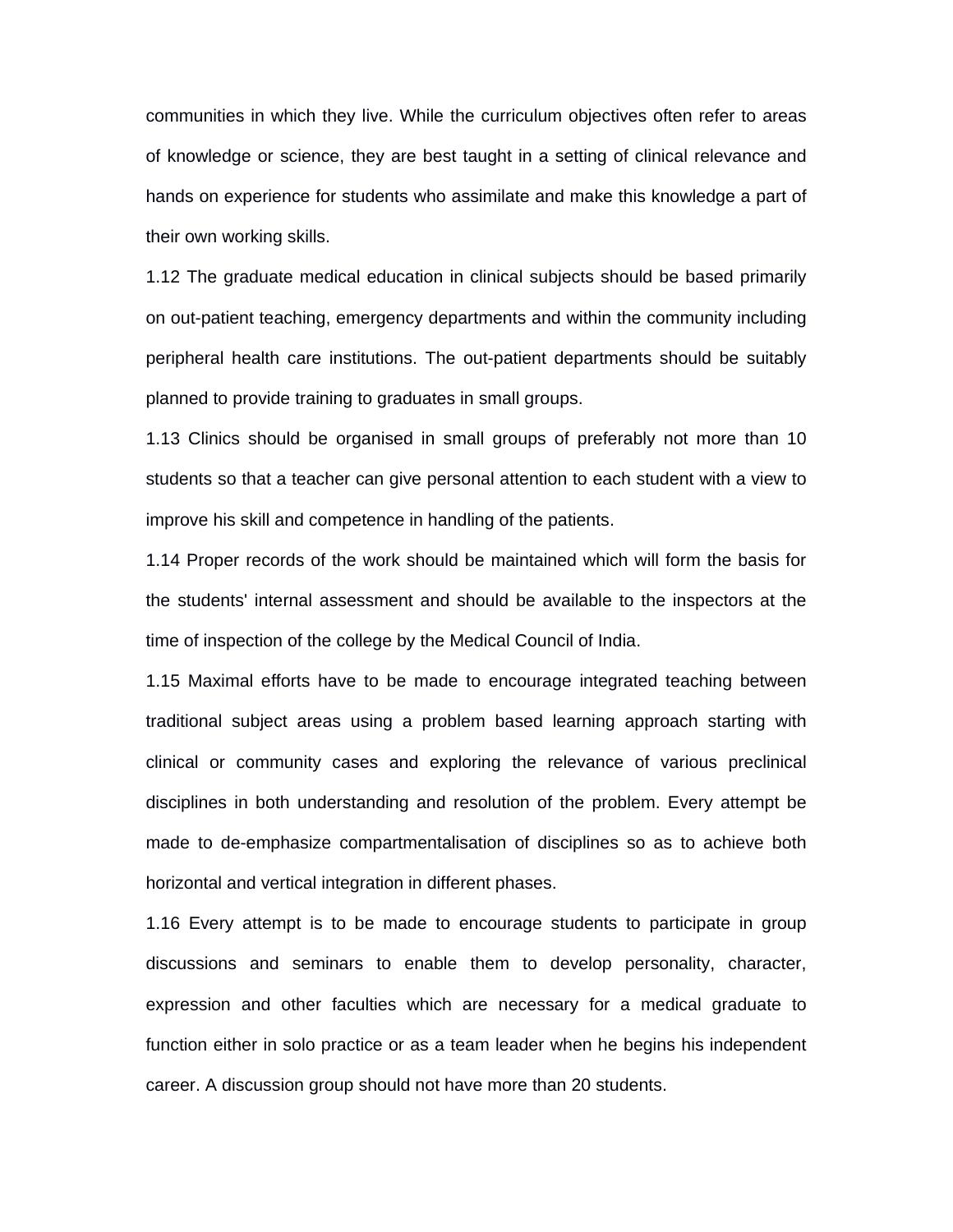communities in which they live. While the curriculum objectives often refer to areas of knowledge or science, they are best taught in a setting of clinical relevance and hands on experience for students who assimilate and make this knowledge a part of their own working skills.

1.12 The graduate medical education in clinical subjects should be based primarily on out-patient teaching, emergency departments and within the community including peripheral health care institutions. The out-patient departments should be suitably planned to provide training to graduates in small groups.

1.13 Clinics should be organised in small groups of preferably not more than 10 students so that a teacher can give personal attention to each student with a view to improve his skill and competence in handling of the patients.

1.14 Proper records of the work should be maintained which will form the basis for the students' internal assessment and should be available to the inspectors at the time of inspection of the college by the Medical Council of India.

1.15 Maximal efforts have to be made to encourage integrated teaching between traditional subject areas using a problem based learning approach starting with clinical or community cases and exploring the relevance of various preclinical disciplines in both understanding and resolution of the problem. Every attempt be made to de-emphasize compartmentalisation of disciplines so as to achieve both horizontal and vertical integration in different phases.

1.16 Every attempt is to be made to encourage students to participate in group discussions and seminars to enable them to develop personality, character, expression and other faculties which are necessary for a medical graduate to function either in solo practice or as a team leader when he begins his independent career. A discussion group should not have more than 20 students.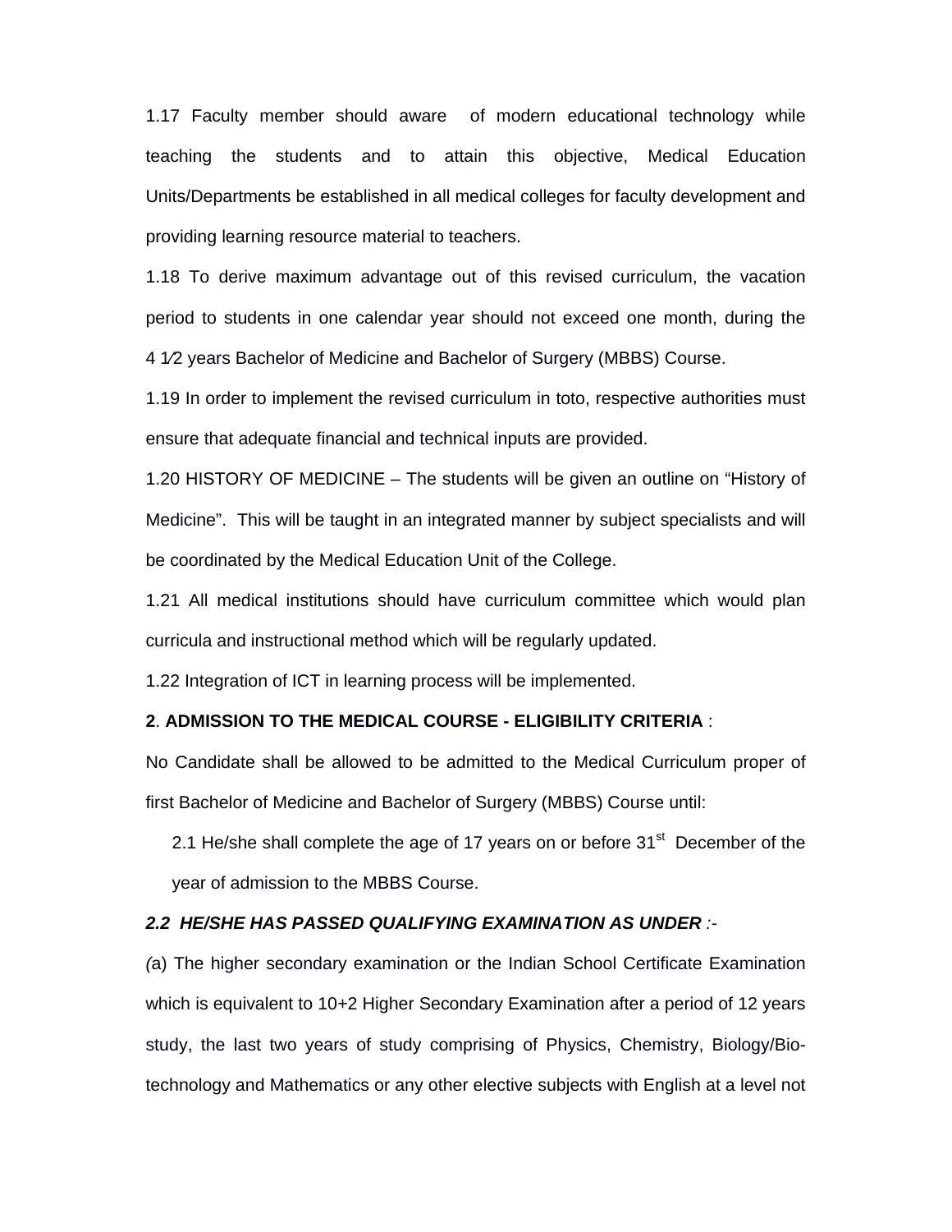1.17 Faculty member should aware of modern educational technology while teaching the students and to attain this objective, Medical Education Units/Departments be established in all medical colleges for faculty development and providing learning resource material to teachers.

1.18 To derive maximum advantage out of this revised curriculum, the vacation period to students in one calendar year should not exceed one month, during the 4 1⁄2 years Bachelor of Medicine and Bachelor of Surgery (MBBS) Course.

1.19 In order to implement the revised curriculum in toto, respective authorities must ensure that adequate financial and technical inputs are provided.

1.20 HISTORY OF MEDICINE – The students will be given an outline on "History of Medicine". This will be taught in an integrated manner by subject specialists and will be coordinated by the Medical Education Unit of the College.

1.21 All medical institutions should have curriculum committee which would plan curricula and instructional method which will be regularly updated.

1.22 Integration of ICT in learning process will be implemented.

**2**. **ADMISSION TO THE MEDICAL COURSE - ELIGIBILITY CRITERIA** :

No Candidate shall be allowed to be admitted to the Medical Curriculum proper of first Bachelor of Medicine and Bachelor of Surgery (MBBS) Course until:

2.1 He/she shall complete the age of 17 years on or before 31st December of the year of admission to the MBBS Course.

***2.2 HE/SHE HAS PASSED QUALIFYING EXAMINATION AS UNDER*** *:-*

*(*a) The higher secondary examination or the Indian School Certificate Examination which is equivalent to 10+2 Higher Secondary Examination after a period of 12 years study, the last two years of study comprising of Physics, Chemistry, Biology/Bio-technology and Mathematics or any other elective subjects with English at a level not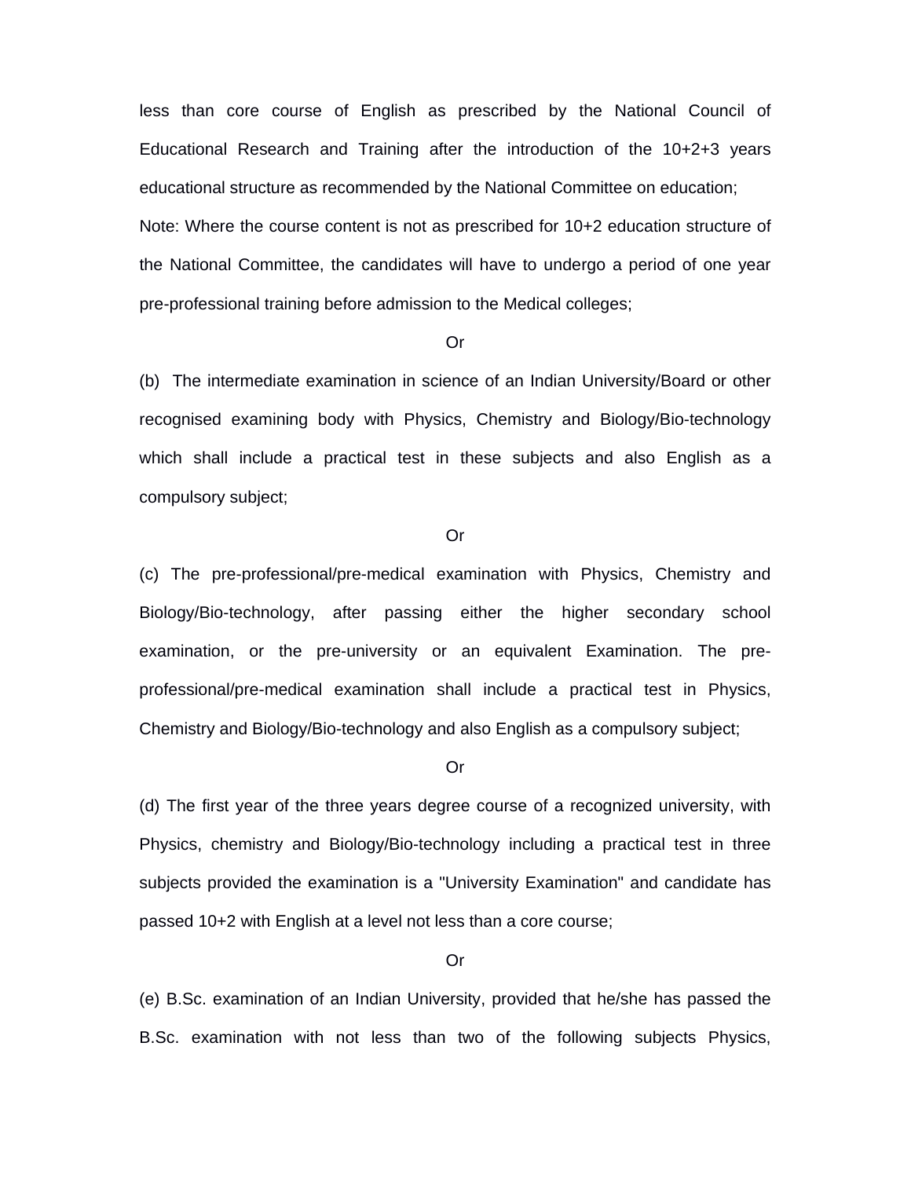less than core course of English as prescribed by the National Council of Educational Research and Training after the introduction of the 10+2+3 years educational structure as recommended by the National Committee on education;

Note: Where the course content is not as prescribed for 10+2 education structure of the National Committee, the candidates will have to undergo a period of one year pre-professional training before admission to the Medical colleges;

Or

(b) The intermediate examination in science of an Indian University/Board or other recognised examining body with Physics, Chemistry and Biology/Bio-technology which shall include a practical test in these subjects and also English as a compulsory subject;

Or

(c) The pre-professional/pre-medical examination with Physics, Chemistry and Biology/Bio-technology, after passing either the higher secondary school examination, or the pre-university or an equivalent Examination. The pre-professional/pre-medical examination shall include a practical test in Physics, Chemistry and Biology/Bio-technology and also English as a compulsory subject;

Or

(d) The first year of the three years degree course of a recognized university, with Physics, chemistry and Biology/Bio-technology including a practical test in three subjects provided the examination is a "University Examination" and candidate has passed 10+2 with English at a level not less than a core course;

Or

(e) B.Sc. examination of an Indian University, provided that he/she has passed the B.Sc. examination with not less than two of the following subjects Physics,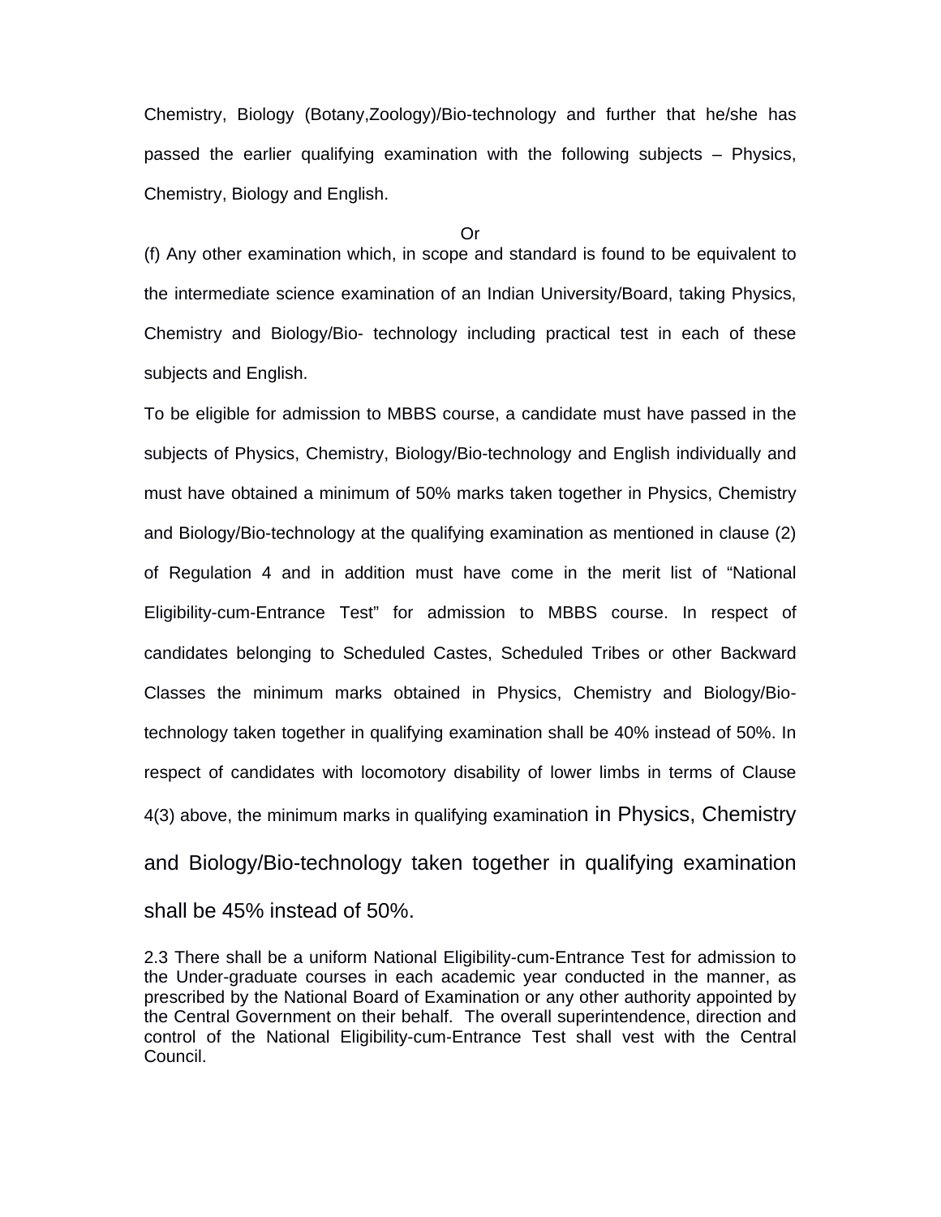Chemistry, Biology (Botany,Zoology)/Bio-technology and further that he/she has passed the earlier qualifying examination with the following subjects – Physics, Chemistry, Biology and English.

Or

(f) Any other examination which, in scope and standard is found to be equivalent to the intermediate science examination of an Indian University/Board, taking Physics, Chemistry and Biology/Bio- technology including practical test in each of these subjects and English.

To be eligible for admission to MBBS course, a candidate must have passed in the subjects of Physics, Chemistry, Biology/Bio-technology and English individually and must have obtained a minimum of 50% marks taken together in Physics, Chemistry and Biology/Bio-technology at the qualifying examination as mentioned in clause (2) of Regulation 4 and in addition must have come in the merit list of "National Eligibility-cum-Entrance Test" for admission to MBBS course. In respect of candidates belonging to Scheduled Castes, Scheduled Tribes or other Backward Classes the minimum marks obtained in Physics, Chemistry and Biology/Bio-technology taken together in qualifying examination shall be 40% instead of 50%. In respect of candidates with locomotory disability of lower limbs in terms of Clause 4(3) above, the minimum marks in qualifying examination in Physics, Chemistry and Biology/Bio-technology taken together in qualifying examination shall be 45% instead of 50%.

2.3 There shall be a uniform National Eligibility-cum-Entrance Test for admission to the Under-graduate courses in each academic year conducted in the manner, as prescribed by the National Board of Examination or any other authority appointed by the Central Government on their behalf. The overall superintendence, direction and control of the National Eligibility-cum-Entrance Test shall vest with the Central Council.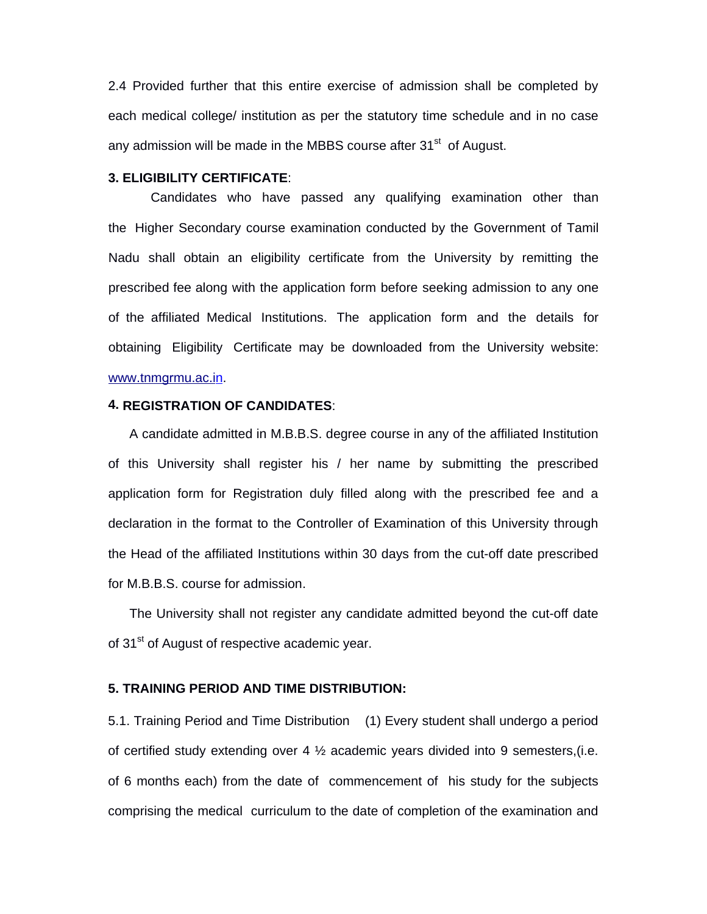2.4 Provided further that this entire exercise of admission shall be completed by each medical college/ institution as per the statutory time schedule and in no case any admission will be made in the MBBS course after 31st of August.

**3. ELIGIBILITY CERTIFICATE**:

Candidates who have passed any qualifying examination other than the Higher Secondary course examination conducted by the Government of Tamil Nadu shall obtain an eligibility certificate from the University by remitting the prescribed fee along with the application form before seeking admission to any one of the affiliated Medical Institutions. The application form and the details for obtaining Eligibility Certificate may be downloaded from the University website: www.tnmgrmu.ac.in.

**4. REGISTRATION OF CANDIDATES**:

A candidate admitted in M.B.B.S. degree course in any of the affiliated Institution of this University shall register his / her name by submitting the prescribed application form for Registration duly filled along with the prescribed fee and a declaration in the format to the Controller of Examination of this University through the Head of the affiliated Institutions within 30 days from the cut-off date prescribed for M.B.B.S. course for admission.

The University shall not register any candidate admitted beyond the cut-off date of 31st of August of respective academic year.

**5. TRAINING PERIOD AND TIME DISTRIBUTION:**

5.1. Training Period and Time Distribution (1) Every student shall undergo a period of certified study extending over 4 ½ academic years divided into 9 semesters,(i.e. of 6 months each) from the date of commencement of his study for the subjects comprising the medical curriculum to the date of completion of the examination and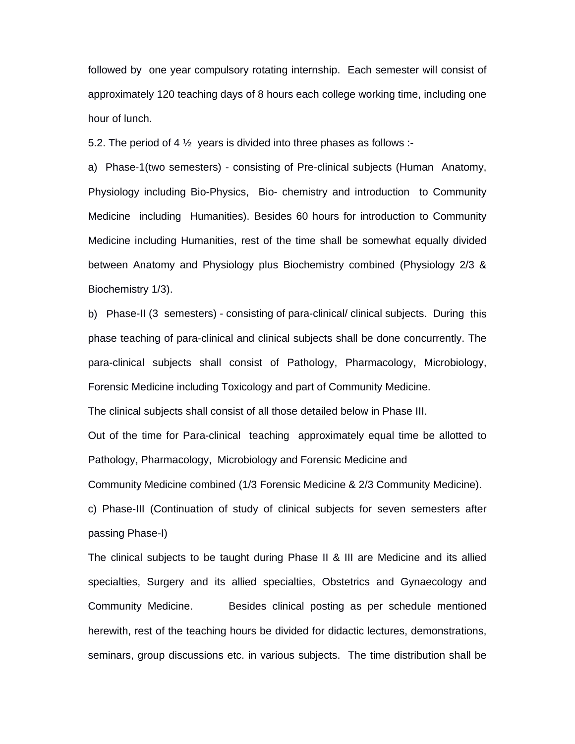followed by one year compulsory rotating internship. Each semester will consist of approximately 120 teaching days of 8 hours each college working time, including one hour of lunch.

5.2. The period of 4 ½ years is divided into three phases as follows :-

a) Phase-1(two semesters) - consisting of Pre-clinical subjects (Human Anatomy, Physiology including Bio-Physics, Bio- chemistry and introduction to Community Medicine including Humanities). Besides 60 hours for introduction to Community Medicine including Humanities, rest of the time shall be somewhat equally divided between Anatomy and Physiology plus Biochemistry combined (Physiology 2/3 & Biochemistry 1/3).

b) Phase-II (3 semesters) - consisting of para-clinical/ clinical subjects. During this phase teaching of para-clinical and clinical subjects shall be done concurrently. The para-clinical subjects shall consist of Pathology, Pharmacology, Microbiology, Forensic Medicine including Toxicology and part of Community Medicine.

The clinical subjects shall consist of all those detailed below in Phase III.

Out of the time for Para-clinical teaching approximately equal time be allotted to Pathology, Pharmacology, Microbiology and Forensic Medicine and Community Medicine combined (1/3 Forensic Medicine & 2/3 Community Medicine).

c) Phase-III (Continuation of study of clinical subjects for seven semesters after passing Phase-I)

The clinical subjects to be taught during Phase II & III are Medicine and its allied specialties, Surgery and its allied specialties, Obstetrics and Gynaecology and Community Medicine. Besides clinical posting as per schedule mentioned herewith, rest of the teaching hours be divided for didactic lectures, demonstrations, seminars, group discussions etc. in various subjects. The time distribution shall be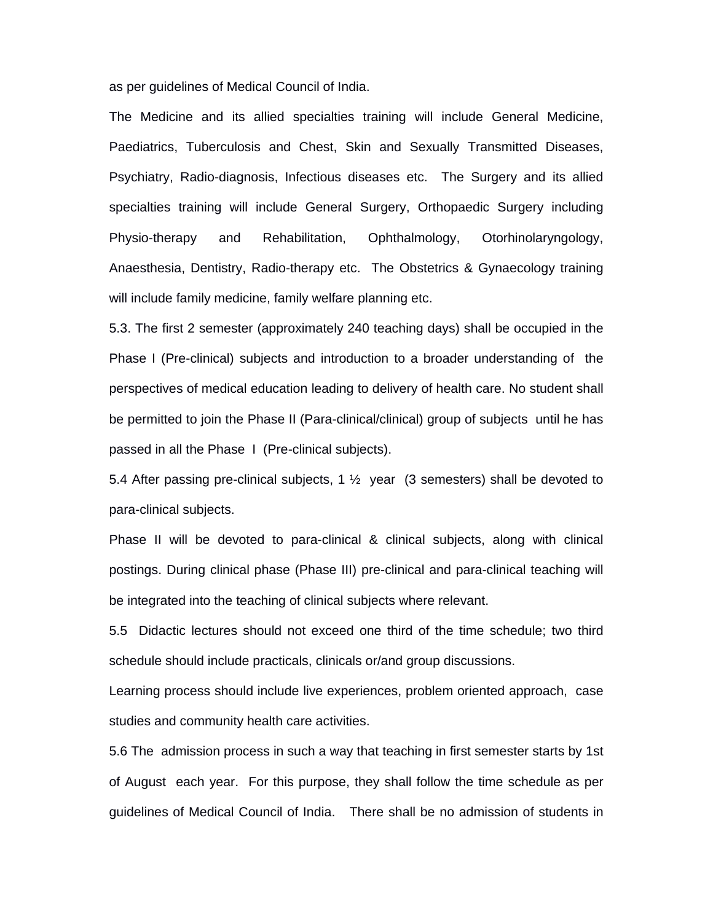as per guidelines of Medical Council of India.

The Medicine and its allied specialties training will include General Medicine, Paediatrics, Tuberculosis and Chest, Skin and Sexually Transmitted Diseases, Psychiatry, Radio-diagnosis, Infectious diseases etc. The Surgery and its allied specialties training will include General Surgery, Orthopaedic Surgery including Physio-therapy and Rehabilitation, Ophthalmology, Otorhinolaryngology, Anaesthesia, Dentistry, Radio-therapy etc. The Obstetrics & Gynaecology training will include family medicine, family welfare planning etc.

5.3. The first 2 semester (approximately 240 teaching days) shall be occupied in the Phase I (Pre-clinical) subjects and introduction to a broader understanding of the perspectives of medical education leading to delivery of health care. No student shall be permitted to join the Phase II (Para-clinical/clinical) group of subjects until he has passed in all the Phase I (Pre-clinical subjects).

5.4 After passing pre-clinical subjects, 1 ½ year (3 semesters) shall be devoted to para-clinical subjects.

Phase II will be devoted to para-clinical & clinical subjects, along with clinical postings. During clinical phase (Phase III) pre-clinical and para-clinical teaching will be integrated into the teaching of clinical subjects where relevant.

5.5 Didactic lectures should not exceed one third of the time schedule; two third schedule should include practicals, clinicals or/and group discussions.

Learning process should include live experiences, problem oriented approach, case studies and community health care activities.

5.6 The admission process in such a way that teaching in first semester starts by 1st of August each year. For this purpose, they shall follow the time schedule as per guidelines of Medical Council of India. There shall be no admission of students in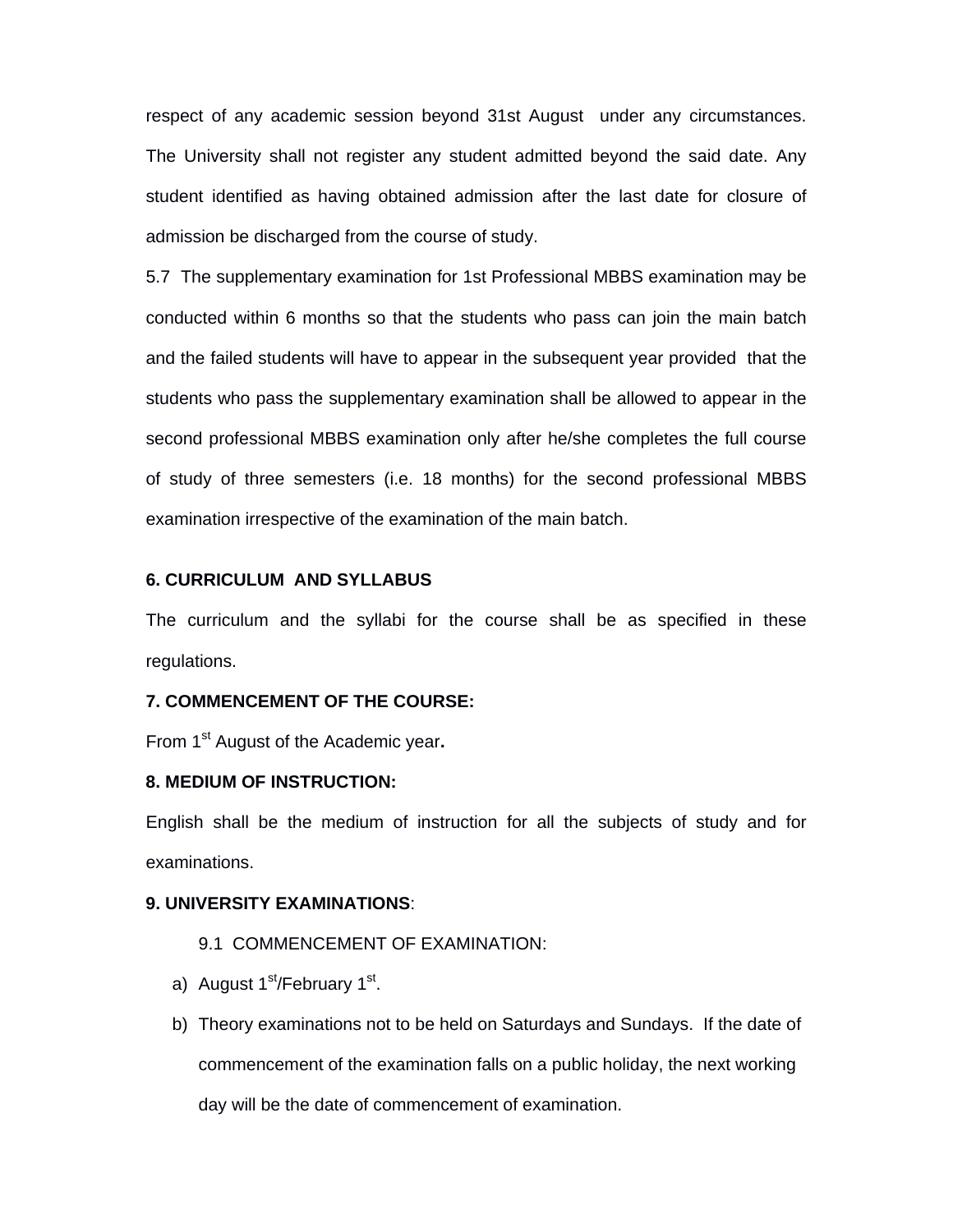respect of any academic session beyond 31st August under any circumstances. The University shall not register any student admitted beyond the said date. Any student identified as having obtained admission after the last date for closure of admission be discharged from the course of study.

5.7 The supplementary examination for 1st Professional MBBS examination may be conducted within 6 months so that the students who pass can join the main batch and the failed students will have to appear in the subsequent year provided that the students who pass the supplementary examination shall be allowed to appear in the second professional MBBS examination only after he/she completes the full course of study of three semesters (i.e. 18 months) for the second professional MBBS examination irrespective of the examination of the main batch.

**6. CURRICULUM AND SYLLABUS**

The curriculum and the syllabi for the course shall be as specified in these regulations.

**7. COMMENCEMENT OF THE COURSE:**

From 1st August of the Academic year**.**

**8. MEDIUM OF INSTRUCTION:**

English shall be the medium of instruction for all the subjects of study and for examinations.

**9. UNIVERSITY EXAMINATIONS**:

9.1 COMMENCEMENT OF EXAMINATION:

a) August 1st/February 1st.
b) Theory examinations not to be held on Saturdays and Sundays. If the date of commencement of the examination falls on a public holiday, the next working day will be the date of commencement of examination.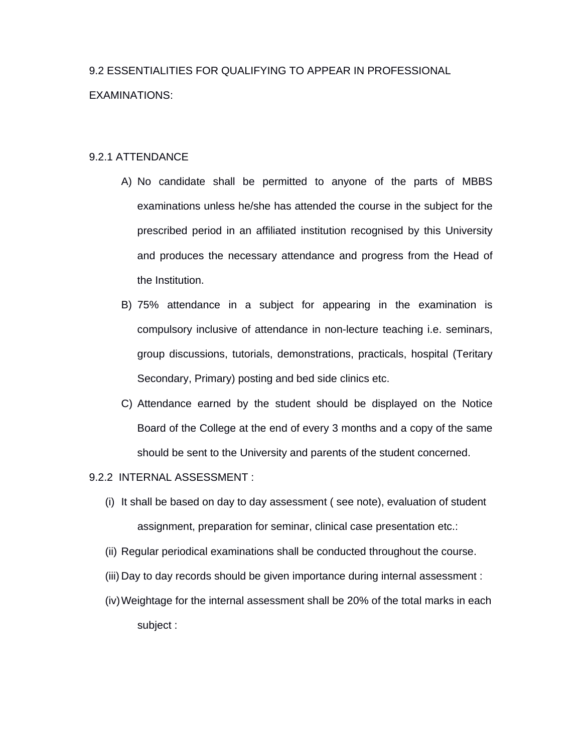## 9.2 ESSENTIALITIES FOR QUALIFYING TO APPEAR IN PROFESSIONAL EXAMINATIONS:

### 9.2.1 ATTENDANCE

A) No candidate shall be permitted to anyone of the parts of MBBS examinations unless he/she has attended the course in the subject for the prescribed period in an affiliated institution recognised by this University and produces the necessary attendance and progress from the Head of the Institution.

B) 75% attendance in a subject for appearing in the examination is compulsory inclusive of attendance in non-lecture teaching i.e. seminars, group discussions, tutorials, demonstrations, practicals, hospital (Teritary Secondary, Primary) posting and bed side clinics etc.

C) Attendance earned by the student should be displayed on the Notice Board of the College at the end of every 3 months and a copy of the same should be sent to the University and parents of the student concerned.

### 9.2.2 INTERNAL ASSESSMENT :

(i) It shall be based on day to day assessment ( see note), evaluation of student assignment, preparation for seminar, clinical case presentation etc.:

(ii) Regular periodical examinations shall be conducted throughout the course.

(iii) Day to day records should be given importance during internal assessment :

(iv) Weightage for the internal assessment shall be 20% of the total marks in each subject :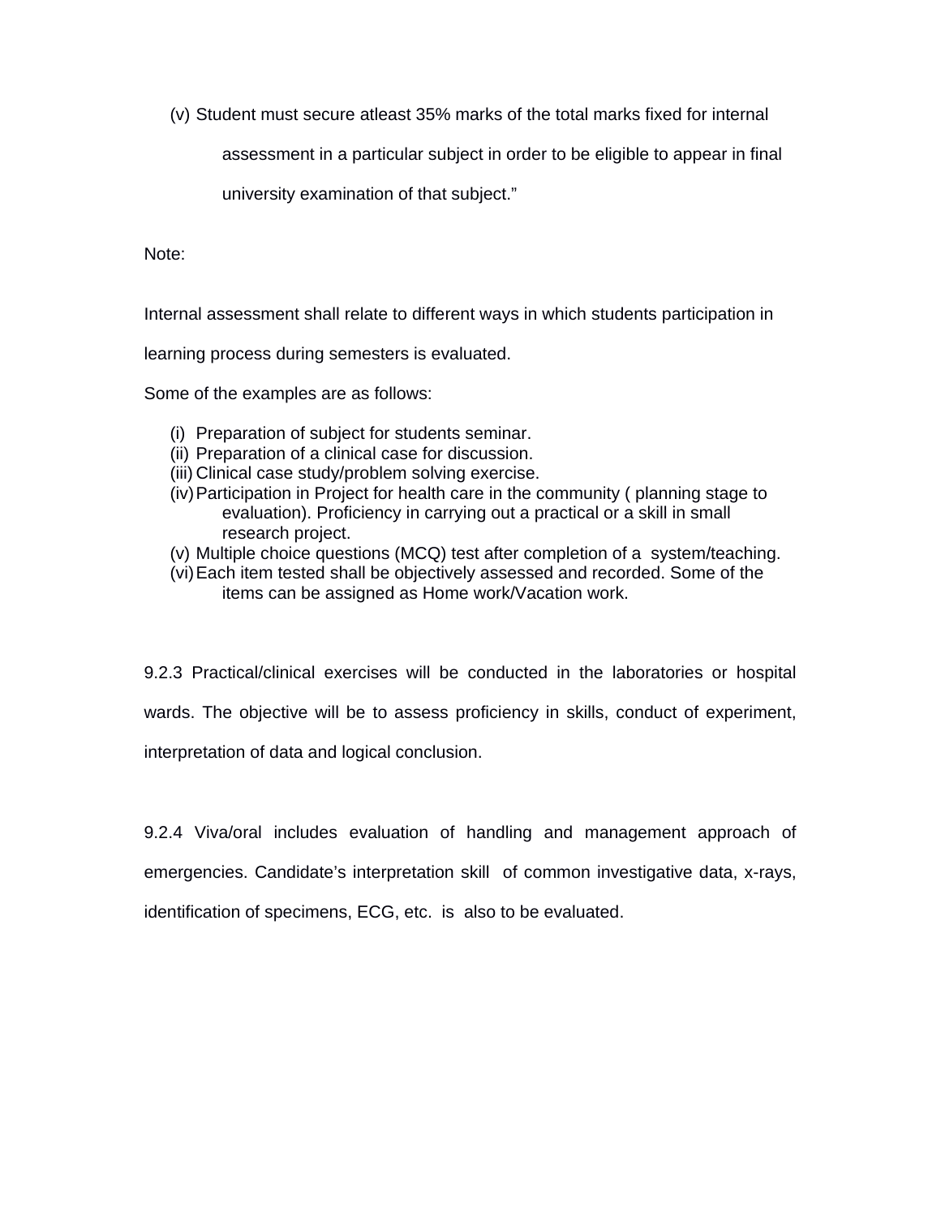(v) Student must secure atleast 35% marks of the total marks fixed for internal assessment in a particular subject in order to be eligible to appear in final university examination of that subject."

Note:

Internal assessment shall relate to different ways in which students participation in learning process during semesters is evaluated.

Some of the examples are as follows:

(i) Preparation of subject for students seminar.
(ii) Preparation of a clinical case for discussion.
(iii) Clinical case study/problem solving exercise.
(iv) Participation in Project for health care in the community ( planning stage to evaluation). Proficiency in carrying out a practical or a skill in small research project.
(v) Multiple choice questions (MCQ) test after completion of a system/teaching.
(vi) Each item tested shall be objectively assessed and recorded. Some of the items can be assigned as Home work/Vacation work.

9.2.3 Practical/clinical exercises will be conducted in the laboratories or hospital wards. The objective will be to assess proficiency in skills, conduct of experiment, interpretation of data and logical conclusion.

9.2.4 Viva/oral includes evaluation of handling and management approach of emergencies. Candidate's interpretation skill of common investigative data, x-rays, identification of specimens, ECG, etc. is also to be evaluated.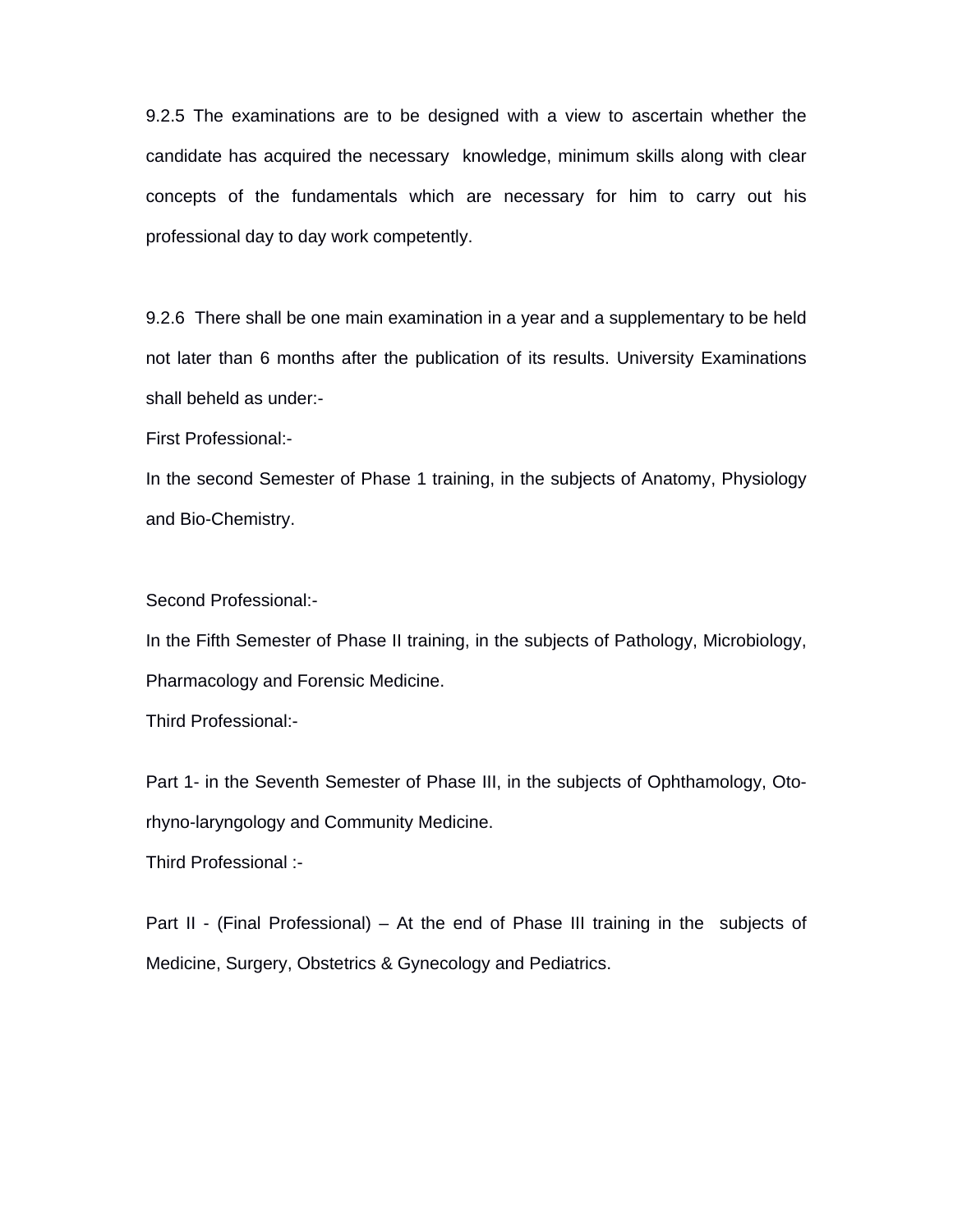9.2.5 The examinations are to be designed with a view to ascertain whether the candidate has acquired the necessary knowledge, minimum skills along with clear concepts of the fundamentals which are necessary for him to carry out his professional day to day work competently.

9.2.6 There shall be one main examination in a year and a supplementary to be held not later than 6 months after the publication of its results. University Examinations shall beheld as under:-

First Professional:-

In the second Semester of Phase 1 training, in the subjects of Anatomy, Physiology and Bio-Chemistry.

Second Professional:-

In the Fifth Semester of Phase II training, in the subjects of Pathology, Microbiology, Pharmacology and Forensic Medicine.

Third Professional:-

Part 1- in the Seventh Semester of Phase III, in the subjects of Ophthamology, Oto-rhyno-laryngology and Community Medicine.

Third Professional :-

Part II - (Final Professional) – At the end of Phase III training in the subjects of Medicine, Surgery, Obstetrics & Gynecology and Pediatrics.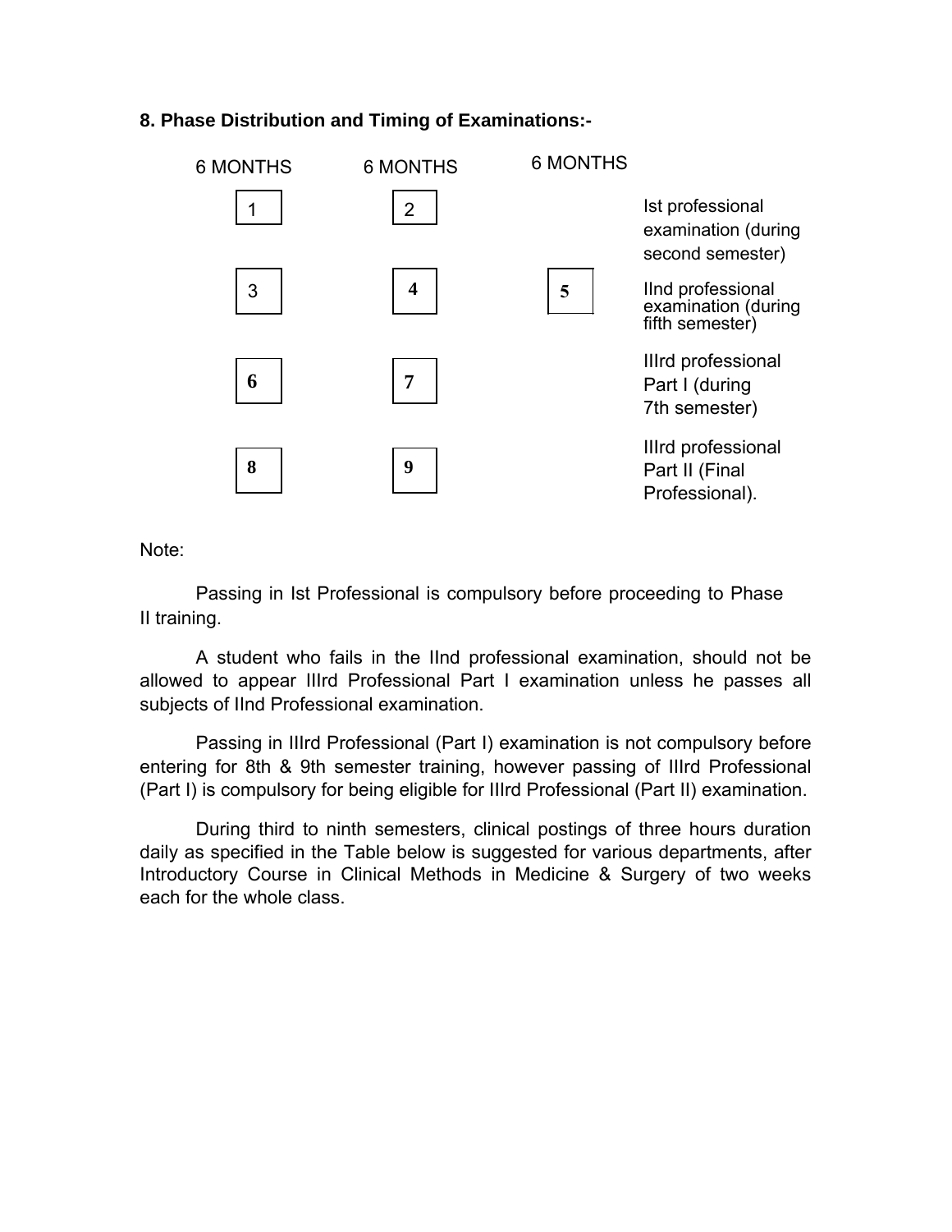### 8. Phase Distribution and Timing of Examinations:-

| 6 MONTHS | 6 MONTHS | 6 MONTHS | |
|---|---|---|---|
| 1 | 2 | | Ist professional examination (during second semester) |
| 3 | 4 | 5 | IInd professional examination (during fifth semester) |
| 6 | 7 | | IIIrd professional Part I (during 7th semester) |
| 8 | 9 | | IIIrd professional Part II (Final Professional). |

Note:

Passing in Ist Professional is compulsory before proceeding to Phase II training.

A student who fails in the IInd professional examination, should not be allowed to appear IIIrd Professional Part I examination unless he passes all subjects of IInd Professional examination.

Passing in IIIrd Professional (Part I) examination is not compulsory before entering for 8th & 9th semester training, however passing of IIIrd Professional (Part I) is compulsory for being eligible for IIIrd Professional (Part II) examination.

During third to ninth semesters, clinical postings of three hours duration daily as specified in the Table below is suggested for various departments, after Introductory Course in Clinical Methods in Medicine & Surgery of two weeks each for the whole class.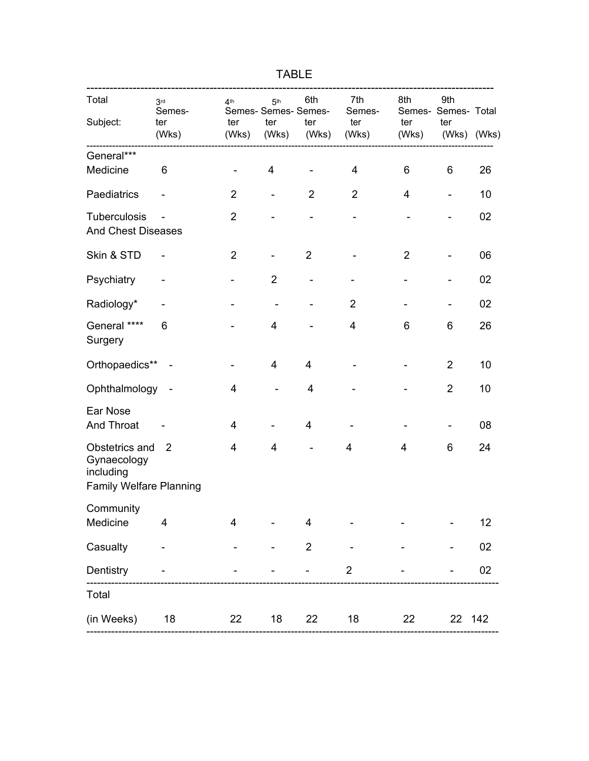TABLE

| Total Subject: | 3rd Semester (Wks) | 4th Semester (Wks) | 5th Semester (Wks) | 6th Semester (Wks) | 7th Semester (Wks) | 8th Semester (Wks) | 9th Semester (Wks) | Total (Wks) |
|---|---|---|---|---|---|---|---|---|
| General*** Medicine | 6 | - | 4 | - | 4 | 6 | 6 | 26 |
| Paediatrics | - | 2 | - | 2 | 2 | 4 | - | 10 |
| Tuberculosis And Chest Diseases | - | 2 | - | - | - | - | - | 02 |
| Skin & STD | - | 2 | - | 2 | - | 2 | - | 06 |
| Psychiatry | - | - | 2 | - | - | - | - | 02 |
| Radiology* | - | - | - | - | 2 | - | - | 02 |
| General **** Surgery | 6 | - | 4 | - | 4 | 6 | 6 | 26 |
| Orthopaedics** | - | - | 4 | 4 | - | - | 2 | 10 |
| Ophthalmology | - | 4 | - | 4 | - | - | 2 | 10 |
| Ear Nose And Throat | - | 4 | - | 4 | - | - | - | 08 |
| Obstetrics and Gynaecology including Family Welfare Planning | 2 | 4 | 4 | - | 4 | 4 | 6 | 24 |
| Community Medicine | 4 | 4 | - | 4 | - | - | - | 12 |
| Casualty | - | - | - | 2 | - | - | - | 02 |
| Dentistry | - | - | - | - | 2 | - | - | 02 |
| Total (in Weeks) | 18 | 22 | 18 | 22 | 18 | 22 | 22 | 142 |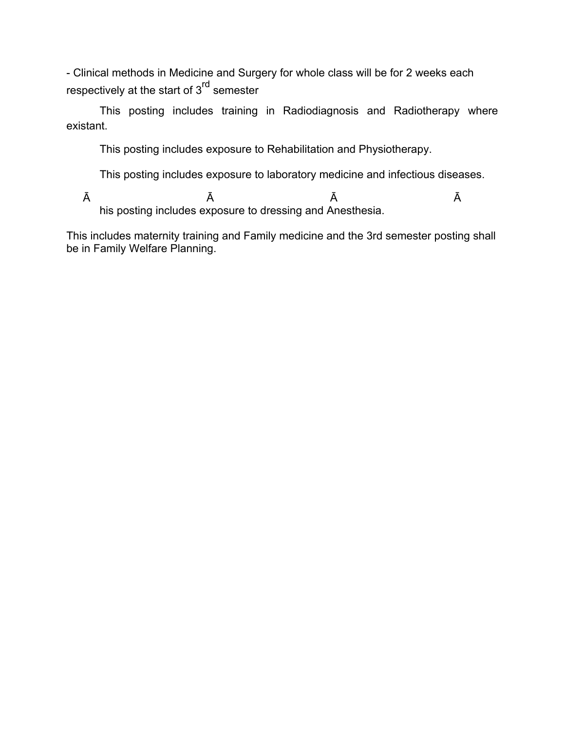- Clinical methods in Medicine and Surgery for whole class will be for 2 weeks each respectively at the start of 3rd semester

This posting includes training in Radiodiagnosis and Radiotherapy where existant.

This posting includes exposure to Rehabilitation and Physiotherapy.

This posting includes exposure to laboratory medicine and infectious diseases.

Ā Ā Ā Ā
his posting includes exposure to dressing and Anesthesia.

This includes maternity training and Family medicine and the 3rd semester posting shall be in Family Welfare Planning.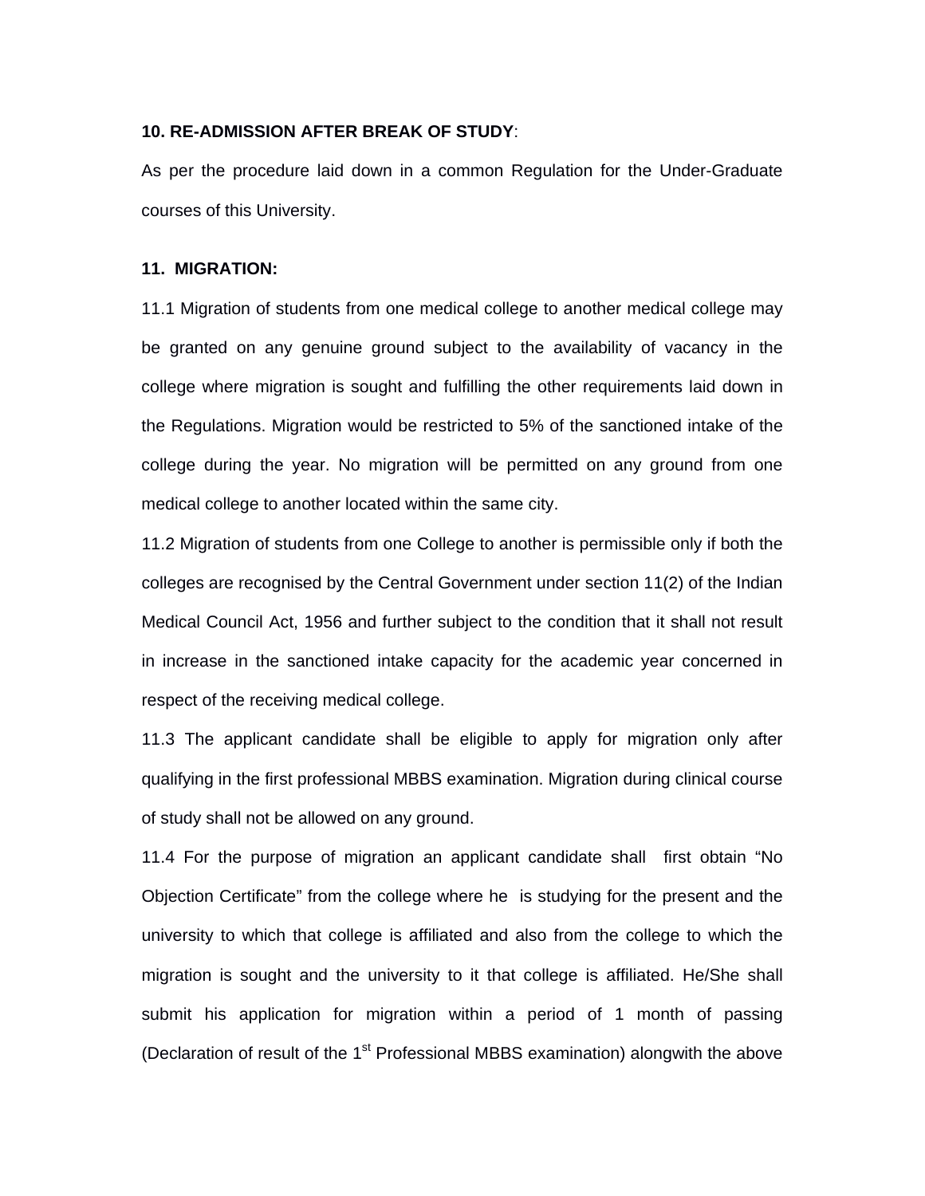**10. RE-ADMISSION AFTER BREAK OF STUDY**:

As per the procedure laid down in a common Regulation for the Under-Graduate courses of this University.

**11. MIGRATION:**

11.1 Migration of students from one medical college to another medical college may be granted on any genuine ground subject to the availability of vacancy in the college where migration is sought and fulfilling the other requirements laid down in the Regulations. Migration would be restricted to 5% of the sanctioned intake of the college during the year. No migration will be permitted on any ground from one medical college to another located within the same city.

11.2 Migration of students from one College to another is permissible only if both the colleges are recognised by the Central Government under section 11(2) of the Indian Medical Council Act, 1956 and further subject to the condition that it shall not result in increase in the sanctioned intake capacity for the academic year concerned in respect of the receiving medical college.

11.3 The applicant candidate shall be eligible to apply for migration only after qualifying in the first professional MBBS examination. Migration during clinical course of study shall not be allowed on any ground.

11.4 For the purpose of migration an applicant candidate shall first obtain "No Objection Certificate" from the college where he is studying for the present and the university to which that college is affiliated and also from the college to which the migration is sought and the university to it that college is affiliated. He/She shall submit his application for migration within a period of 1 month of passing (Declaration of result of the 1st Professional MBBS examination) alongwith the above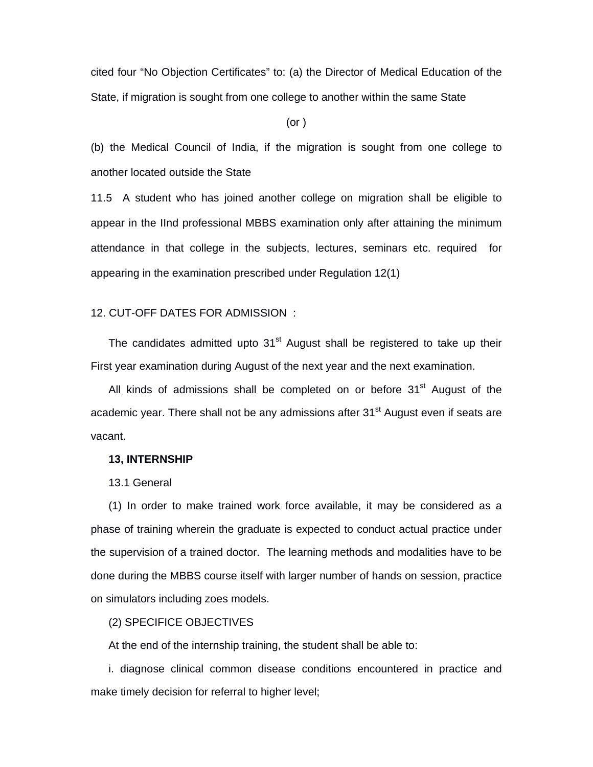cited four “No Objection Certificates” to: (a) the Director of Medical Education of the State, if migration is sought from one college to another within the same State

(or )

(b) the Medical Council of India, if the migration is sought from one college to another located outside the State

11.5 A student who has joined another college on migration shall be eligible to appear in the IInd professional MBBS examination only after attaining the minimum attendance in that college in the subjects, lectures, seminars etc. required for appearing in the examination prescribed under Regulation 12(1)

12. CUT-OFF DATES FOR ADMISSION :

The candidates admitted upto 31st August shall be registered to take up their First year examination during August of the next year and the next examination.

All kinds of admissions shall be completed on or before 31st August of the academic year. There shall not be any admissions after 31st August even if seats are vacant.

**13, INTERNSHIP**

13.1 General

(1) In order to make trained work force available, it may be considered as a phase of training wherein the graduate is expected to conduct actual practice under the supervision of a trained doctor. The learning methods and modalities have to be done during the MBBS course itself with larger number of hands on session, practice on simulators including zoes models.

(2) SPECIFICE OBJECTIVES

At the end of the internship training, the student shall be able to:

i. diagnose clinical common disease conditions encountered in practice and make timely decision for referral to higher level;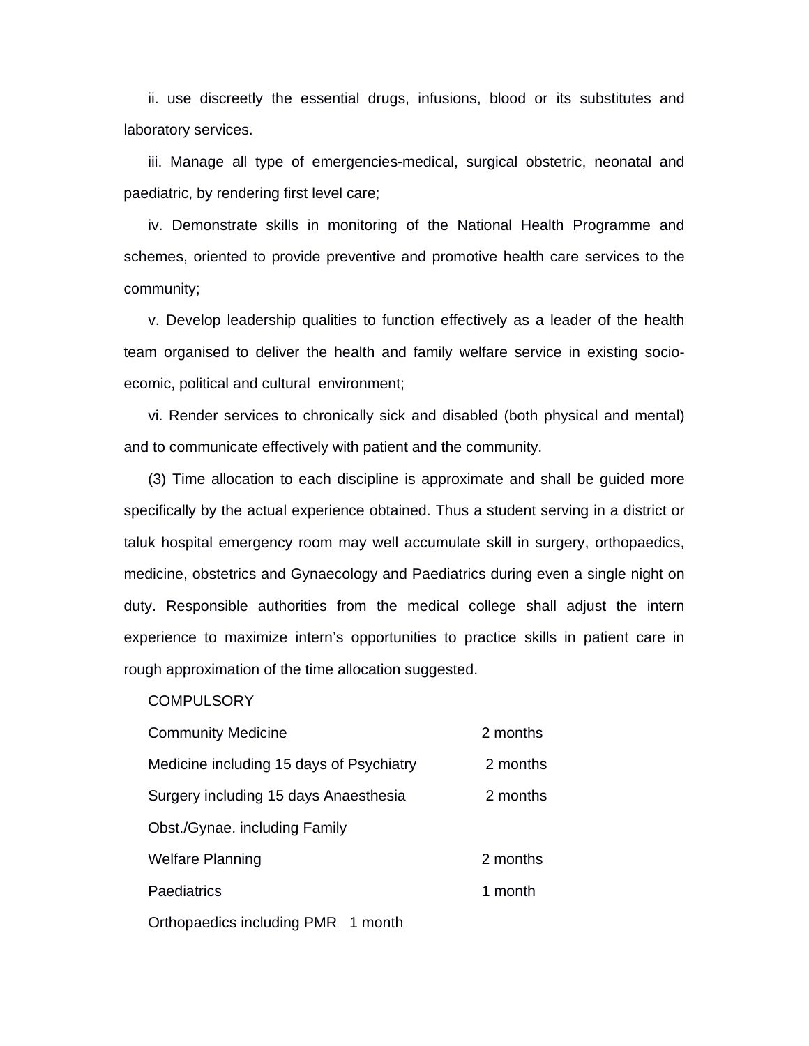ii. use discreetly the essential drugs, infusions, blood or its substitutes and laboratory services.

iii. Manage all type of emergencies-medical, surgical obstetric, neonatal and paediatric, by rendering first level care;

iv. Demonstrate skills in monitoring of the National Health Programme and schemes, oriented to provide preventive and promotive health care services to the community;

v. Develop leadership qualities to function effectively as a leader of the health team organised to deliver the health and family welfare service in existing socio-ecomic, political and cultural environment;

vi. Render services to chronically sick and disabled (both physical and mental) and to communicate effectively with patient and the community.

(3) Time allocation to each discipline is approximate and shall be guided more specifically by the actual experience obtained. Thus a student serving in a district or taluk hospital emergency room may well accumulate skill in surgery, orthopaedics, medicine, obstetrics and Gynaecology and Paediatrics during even a single night on duty. Responsible authorities from the medical college shall adjust the intern experience to maximize intern's opportunities to practice skills in patient care in rough approximation of the time allocation suggested.

COMPULSORY

| | |
|---|---|
| Community Medicine | 2 months |
| Medicine including 15 days of Psychiatry | 2 months |
| Surgery including 15 days Anaesthesia | 2 months |
| Obst./Gynae. including Family Welfare Planning | 2 months |
| Paediatrics | 1 month |
| Orthopaedics including PMR | 1 month |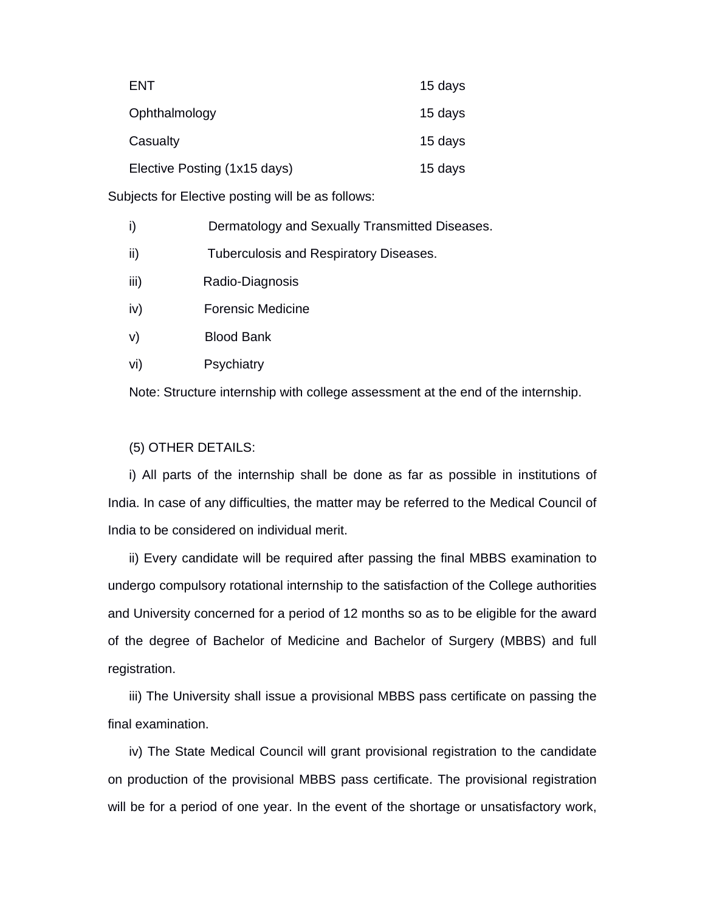| | |
|---|---|
| ENT | 15 days |
| Ophthalmology | 15 days |
| Casualty | 15 days |
| Elective Posting (1x15 days) | 15 days |

Subjects for Elective posting will be as follows:

i) Dermatology and Sexually Transmitted Diseases.

ii) Tuberculosis and Respiratory Diseases.

iii) Radio-Diagnosis

iv) Forensic Medicine

v) Blood Bank

vi) Psychiatry

Note: Structure internship with college assessment at the end of the internship.

(5) OTHER DETAILS:

i) All parts of the internship shall be done as far as possible in institutions of India. In case of any difficulties, the matter may be referred to the Medical Council of India to be considered on individual merit.

ii) Every candidate will be required after passing the final MBBS examination to undergo compulsory rotational internship to the satisfaction of the College authorities and University concerned for a period of 12 months so as to be eligible for the award of the degree of Bachelor of Medicine and Bachelor of Surgery (MBBS) and full registration.

iii) The University shall issue a provisional MBBS pass certificate on passing the final examination.

iv) The State Medical Council will grant provisional registration to the candidate on production of the provisional MBBS pass certificate. The provisional registration will be for a period of one year. In the event of the shortage or unsatisfactory work,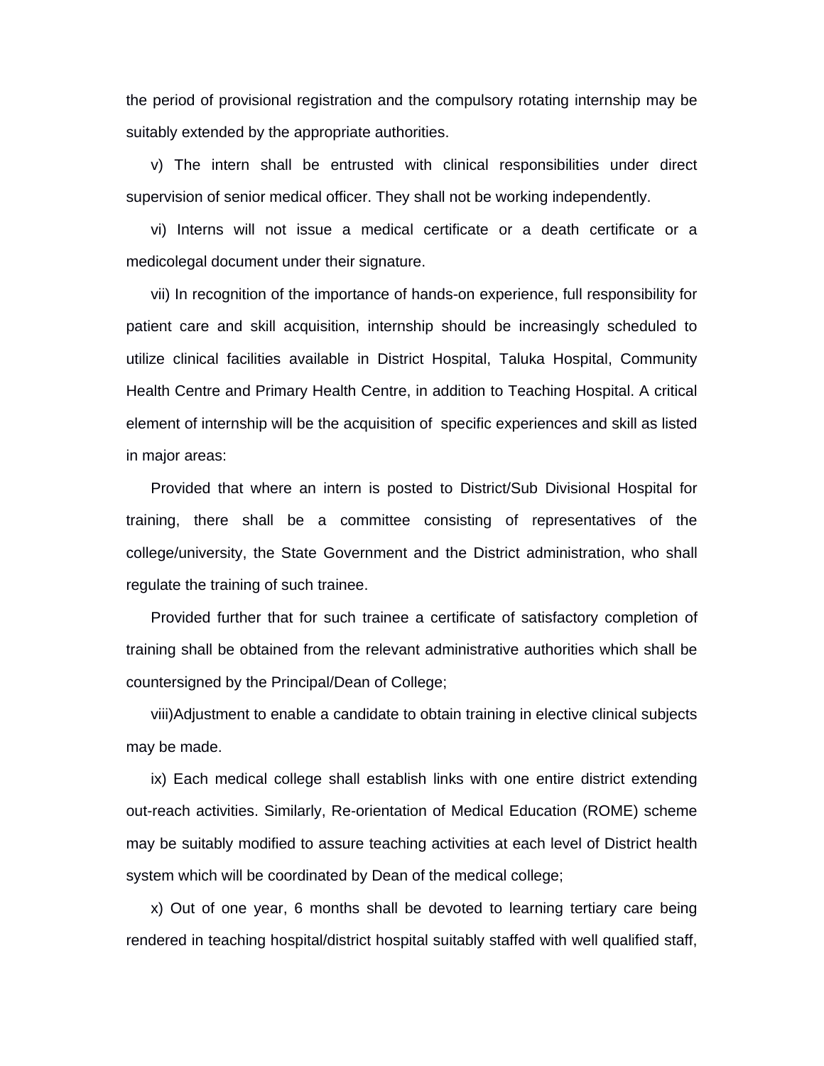the period of provisional registration and the compulsory rotating internship may be suitably extended by the appropriate authorities.

v) The intern shall be entrusted with clinical responsibilities under direct supervision of senior medical officer. They shall not be working independently.

vi) Interns will not issue a medical certificate or a death certificate or a medicolegal document under their signature.

vii) In recognition of the importance of hands-on experience, full responsibility for patient care and skill acquisition, internship should be increasingly scheduled to utilize clinical facilities available in District Hospital, Taluka Hospital, Community Health Centre and Primary Health Centre, in addition to Teaching Hospital. A critical element of internship will be the acquisition of specific experiences and skill as listed in major areas:

Provided that where an intern is posted to District/Sub Divisional Hospital for training, there shall be a committee consisting of representatives of the college/university, the State Government and the District administration, who shall regulate the training of such trainee.

Provided further that for such trainee a certificate of satisfactory completion of training shall be obtained from the relevant administrative authorities which shall be countersigned by the Principal/Dean of College;

viii)Adjustment to enable a candidate to obtain training in elective clinical subjects may be made.

ix) Each medical college shall establish links with one entire district extending out-reach activities. Similarly, Re-orientation of Medical Education (ROME) scheme may be suitably modified to assure teaching activities at each level of District health system which will be coordinated by Dean of the medical college;

x) Out of one year, 6 months shall be devoted to learning tertiary care being rendered in teaching hospital/district hospital suitably staffed with well qualified staff,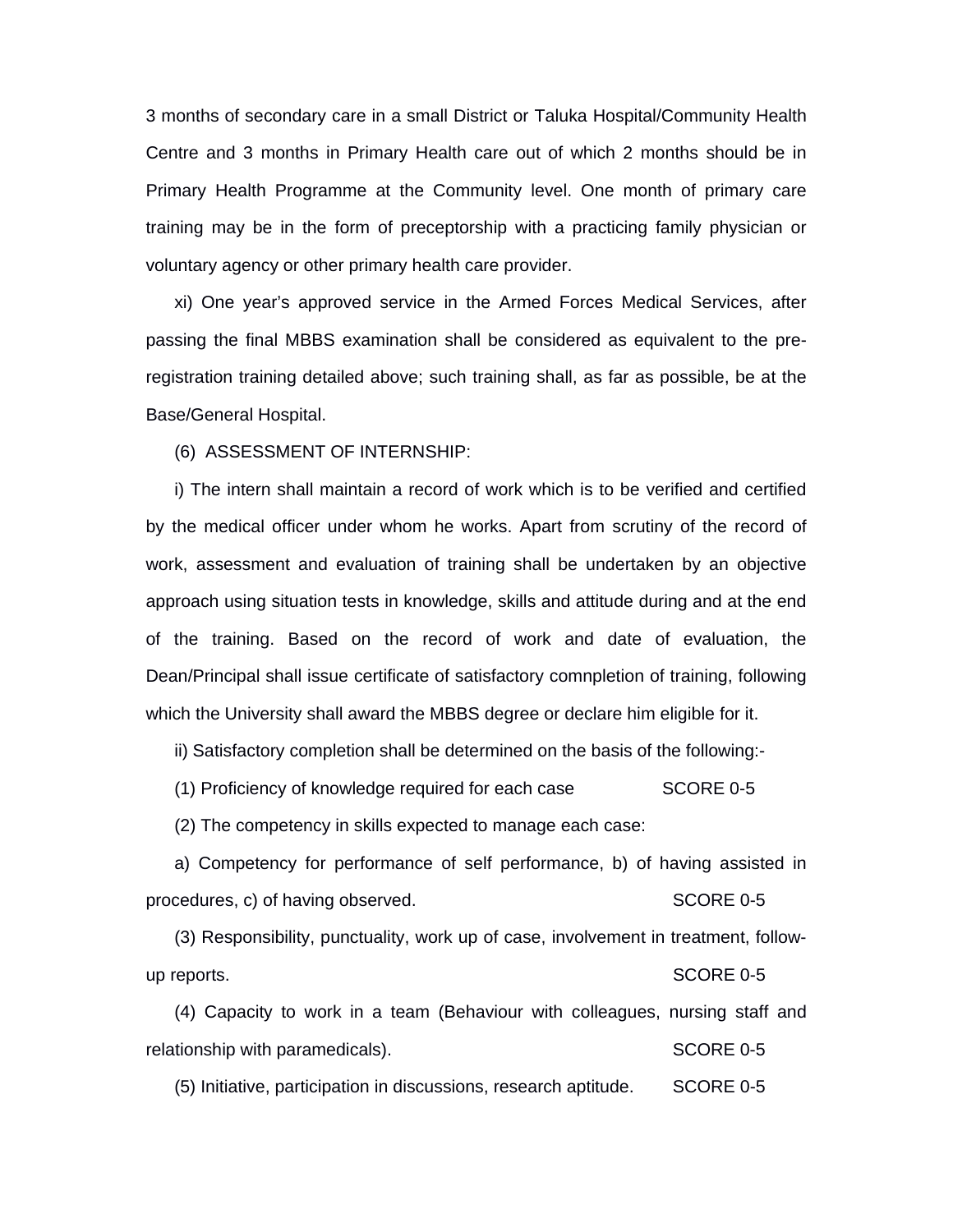3 months of secondary care in a small District or Taluka Hospital/Community Health Centre and 3 months in Primary Health care out of which 2 months should be in Primary Health Programme at the Community level. One month of primary care training may be in the form of preceptorship with a practicing family physician or voluntary agency or other primary health care provider.

xi) One year's approved service in the Armed Forces Medical Services, after passing the final MBBS examination shall be considered as equivalent to the pre-registration training detailed above; such training shall, as far as possible, be at the Base/General Hospital.

(6) ASSESSMENT OF INTERNSHIP:

i) The intern shall maintain a record of work which is to be verified and certified by the medical officer under whom he works. Apart from scrutiny of the record of work, assessment and evaluation of training shall be undertaken by an objective approach using situation tests in knowledge, skills and attitude during and at the end of the training. Based on the record of work and date of evaluation, the Dean/Principal shall issue certificate of satisfactory comnpletion of training, following which the University shall award the MBBS degree or declare him eligible for it.

ii) Satisfactory completion shall be determined on the basis of the following:-

(1) Proficiency of knowledge required for each case SCORE 0-5

(2) The competency in skills expected to manage each case:

a) Competency for performance of self performance, b) of having assisted in procedures, c) of having observed. SCORE 0-5

(3) Responsibility, punctuality, work up of case, involvement in treatment, follow-up reports. SCORE 0-5

(4) Capacity to work in a team (Behaviour with colleagues, nursing staff and relationship with paramedicals). SCORE 0-5

(5) Initiative, participation in discussions, research aptitude. SCORE 0-5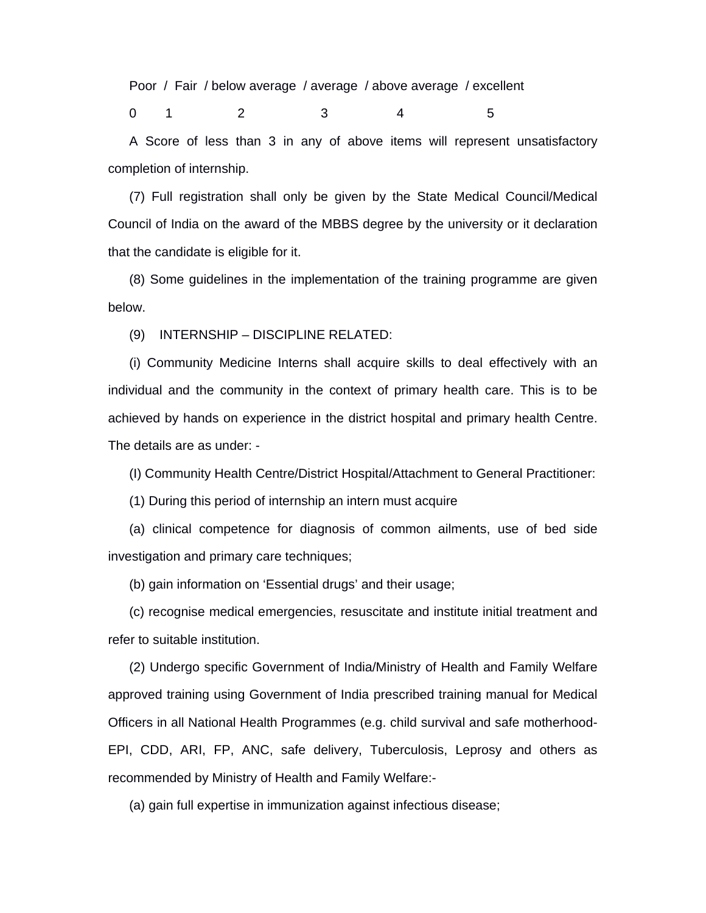Poor / Fair / below average / average / above average / excellent

| 0 | 1 | 2 | 3 | 4 | 5 |
|---|---|---|---|---|---|

A Score of less than 3 in any of above items will represent unsatisfactory completion of internship.

(7) Full registration shall only be given by the State Medical Council/Medical Council of India on the award of the MBBS degree by the university or it declaration that the candidate is eligible for it.

(8) Some guidelines in the implementation of the training programme are given below.

(9) INTERNSHIP – DISCIPLINE RELATED:

(i) Community Medicine Interns shall acquire skills to deal effectively with an individual and the community in the context of primary health care. This is to be achieved by hands on experience in the district hospital and primary health Centre. The details are as under: -

(I) Community Health Centre/District Hospital/Attachment to General Practitioner:

(1) During this period of internship an intern must acquire

(a) clinical competence for diagnosis of common ailments, use of bed side investigation and primary care techniques;

(b) gain information on ‘Essential drugs’ and their usage;

(c) recognise medical emergencies, resuscitate and institute initial treatment and refer to suitable institution.

(2) Undergo specific Government of India/Ministry of Health and Family Welfare approved training using Government of India prescribed training manual for Medical Officers in all National Health Programmes (e.g. child survival and safe motherhood-EPI, CDD, ARI, FP, ANC, safe delivery, Tuberculosis, Leprosy and others as recommended by Ministry of Health and Family Welfare:-

(a) gain full expertise in immunization against infectious disease;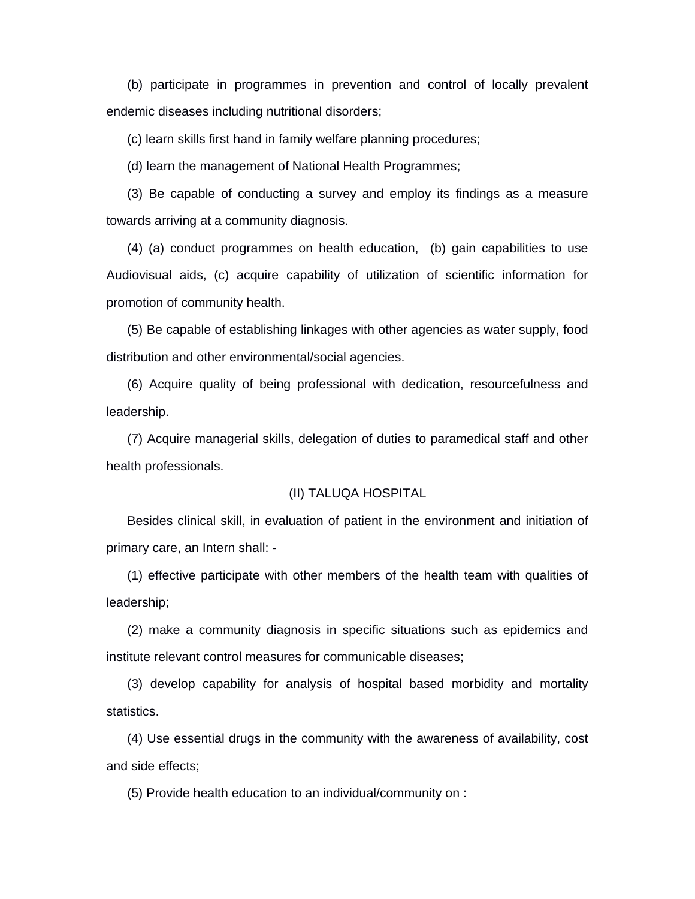(b) participate in programmes in prevention and control of locally prevalent endemic diseases including nutritional disorders;

(c) learn skills first hand in family welfare planning procedures;

(d) learn the management of National Health Programmes;

(3) Be capable of conducting a survey and employ its findings as a measure towards arriving at a community diagnosis.

(4) (a) conduct programmes on health education, (b) gain capabilities to use Audiovisual aids, (c) acquire capability of utilization of scientific information for promotion of community health.

(5) Be capable of establishing linkages with other agencies as water supply, food distribution and other environmental/social agencies.

(6) Acquire quality of being professional with dedication, resourcefulness and leadership.

(7) Acquire managerial skills, delegation of duties to paramedical staff and other health professionals.

(II) TALUQA HOSPITAL

Besides clinical skill, in evaluation of patient in the environment and initiation of primary care, an Intern shall: -

(1) effective participate with other members of the health team with qualities of leadership;

(2) make a community diagnosis in specific situations such as epidemics and institute relevant control measures for communicable diseases;

(3) develop capability for analysis of hospital based morbidity and mortality statistics.

(4) Use essential drugs in the community with the awareness of availability, cost and side effects;

(5) Provide health education to an individual/community on :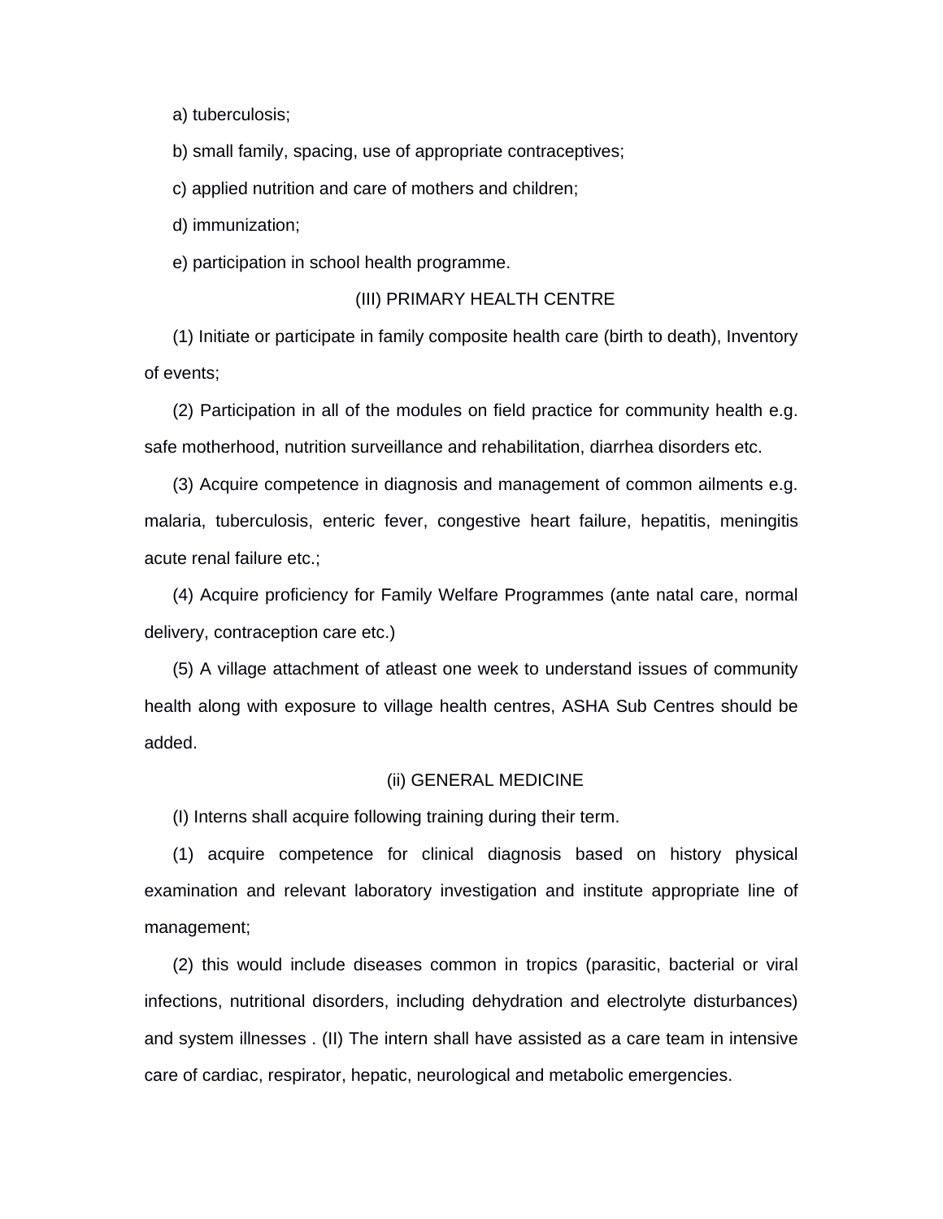a) tuberculosis;

b) small family, spacing, use of appropriate contraceptives;

c) applied nutrition and care of mothers and children;

d) immunization;

e) participation in school health programme.

(III) PRIMARY HEALTH CENTRE

(1) Initiate or participate in family composite health care (birth to death), Inventory of events;

(2) Participation in all of the modules on field practice for community health e.g. safe motherhood, nutrition surveillance and rehabilitation, diarrhea disorders etc.

(3) Acquire competence in diagnosis and management of common ailments e.g. malaria, tuberculosis, enteric fever, congestive heart failure, hepatitis, meningitis acute renal failure etc.;

(4) Acquire proficiency for Family Welfare Programmes (ante natal care, normal delivery, contraception care etc.)

(5) A village attachment of atleast one week to understand issues of community health along with exposure to village health centres, ASHA Sub Centres should be added.

(ii) GENERAL MEDICINE

(I) Interns shall acquire following training during their term.

(1) acquire competence for clinical diagnosis based on history physical examination and relevant laboratory investigation and institute appropriate line of management;

(2) this would include diseases common in tropics (parasitic, bacterial or viral infections, nutritional disorders, including dehydration and electrolyte disturbances) and system illnesses . (II) The intern shall have assisted as a care team in intensive care of cardiac, respirator, hepatic, neurological and metabolic emergencies.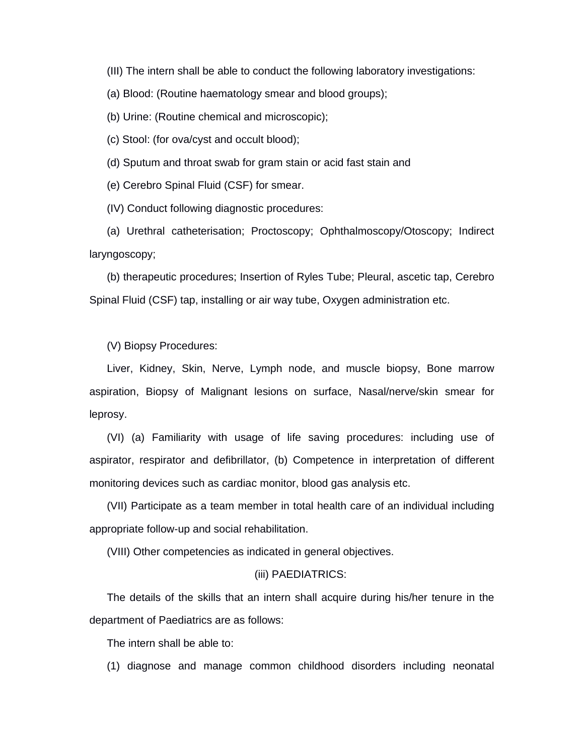(III) The intern shall be able to conduct the following laboratory investigations:

(a) Blood: (Routine haematology smear and blood groups);

(b) Urine: (Routine chemical and microscopic);

(c) Stool: (for ova/cyst and occult blood);

(d) Sputum and throat swab for gram stain or acid fast stain and

(e) Cerebro Spinal Fluid (CSF) for smear.

(IV) Conduct following diagnostic procedures:

(a) Urethral catheterisation; Proctoscopy; Ophthalmoscopy/Otoscopy; Indirect laryngoscopy;

(b) therapeutic procedures; Insertion of Ryles Tube; Pleural, ascetic tap, Cerebro Spinal Fluid (CSF) tap, installing or air way tube, Oxygen administration etc.

(V) Biopsy Procedures:

Liver, Kidney, Skin, Nerve, Lymph node, and muscle biopsy, Bone marrow aspiration, Biopsy of Malignant lesions on surface, Nasal/nerve/skin smear for leprosy.

(VI) (a) Familiarity with usage of life saving procedures: including use of aspirator, respirator and defibrillator, (b) Competence in interpretation of different monitoring devices such as cardiac monitor, blood gas analysis etc.

(VII) Participate as a team member in total health care of an individual including appropriate follow-up and social rehabilitation.

(VIII) Other competencies as indicated in general objectives.

### (iii) PAEDIATRICS:

The details of the skills that an intern shall acquire during his/her tenure in the department of Paediatrics are as follows:

The intern shall be able to:

(1) diagnose and manage common childhood disorders including neonatal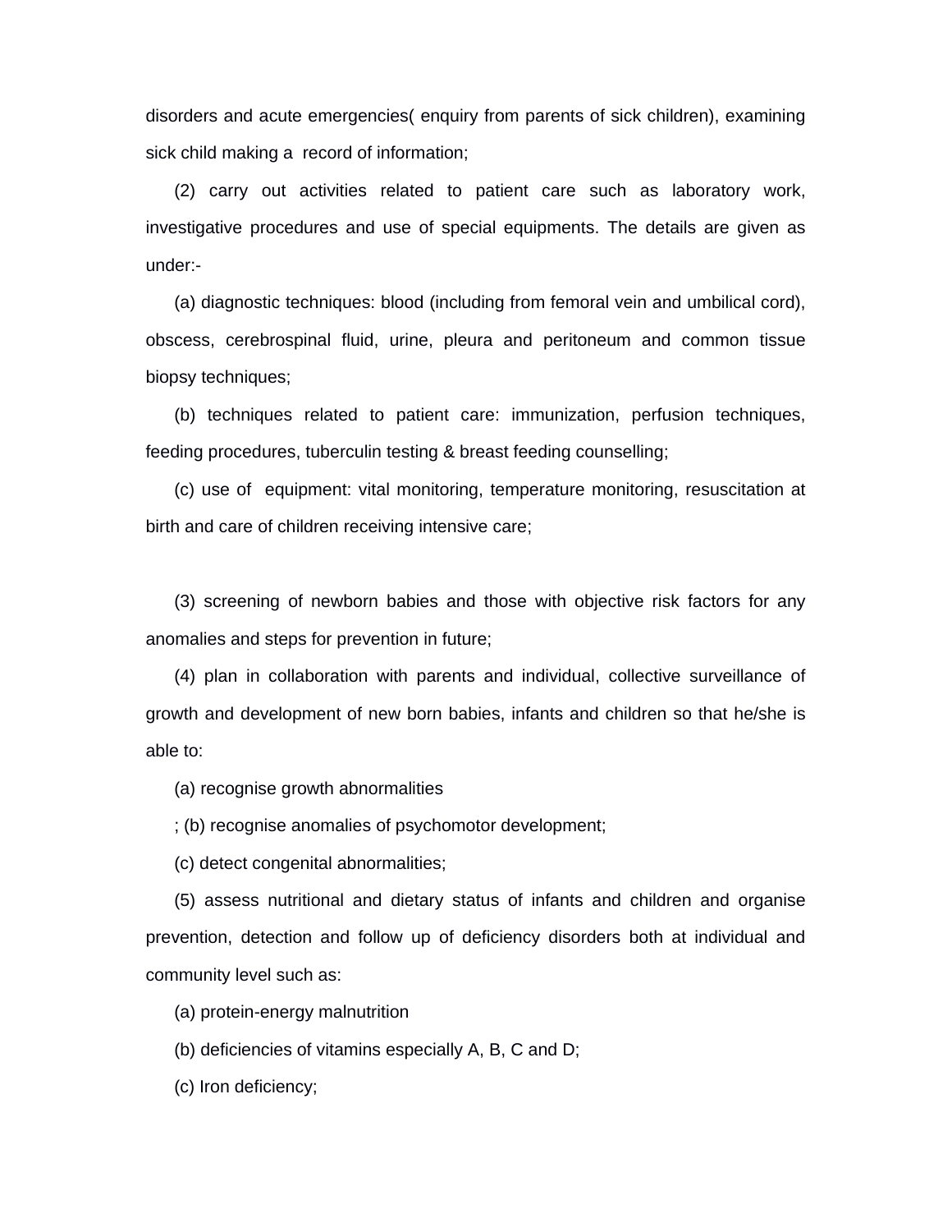disorders and acute emergencies( enquiry from parents of sick children), examining sick child making a record of information;

(2) carry out activities related to patient care such as laboratory work, investigative procedures and use of special equipments. The details are given as under:-

(a) diagnostic techniques: blood (including from femoral vein and umbilical cord), obscess, cerebrospinal fluid, urine, pleura and peritoneum and common tissue biopsy techniques;

(b) techniques related to patient care: immunization, perfusion techniques, feeding procedures, tuberculin testing & breast feeding counselling;

(c) use of equipment: vital monitoring, temperature monitoring, resuscitation at birth and care of children receiving intensive care;

(3) screening of newborn babies and those with objective risk factors for any anomalies and steps for prevention in future;

(4) plan in collaboration with parents and individual, collective surveillance of growth and development of new born babies, infants and children so that he/she is able to:

(a) recognise growth abnormalities

; (b) recognise anomalies of psychomotor development;

(c) detect congenital abnormalities;

(5) assess nutritional and dietary status of infants and children and organise prevention, detection and follow up of deficiency disorders both at individual and community level such as:

(a) protein-energy malnutrition

(b) deficiencies of vitamins especially A, B, C and D;

(c) Iron deficiency;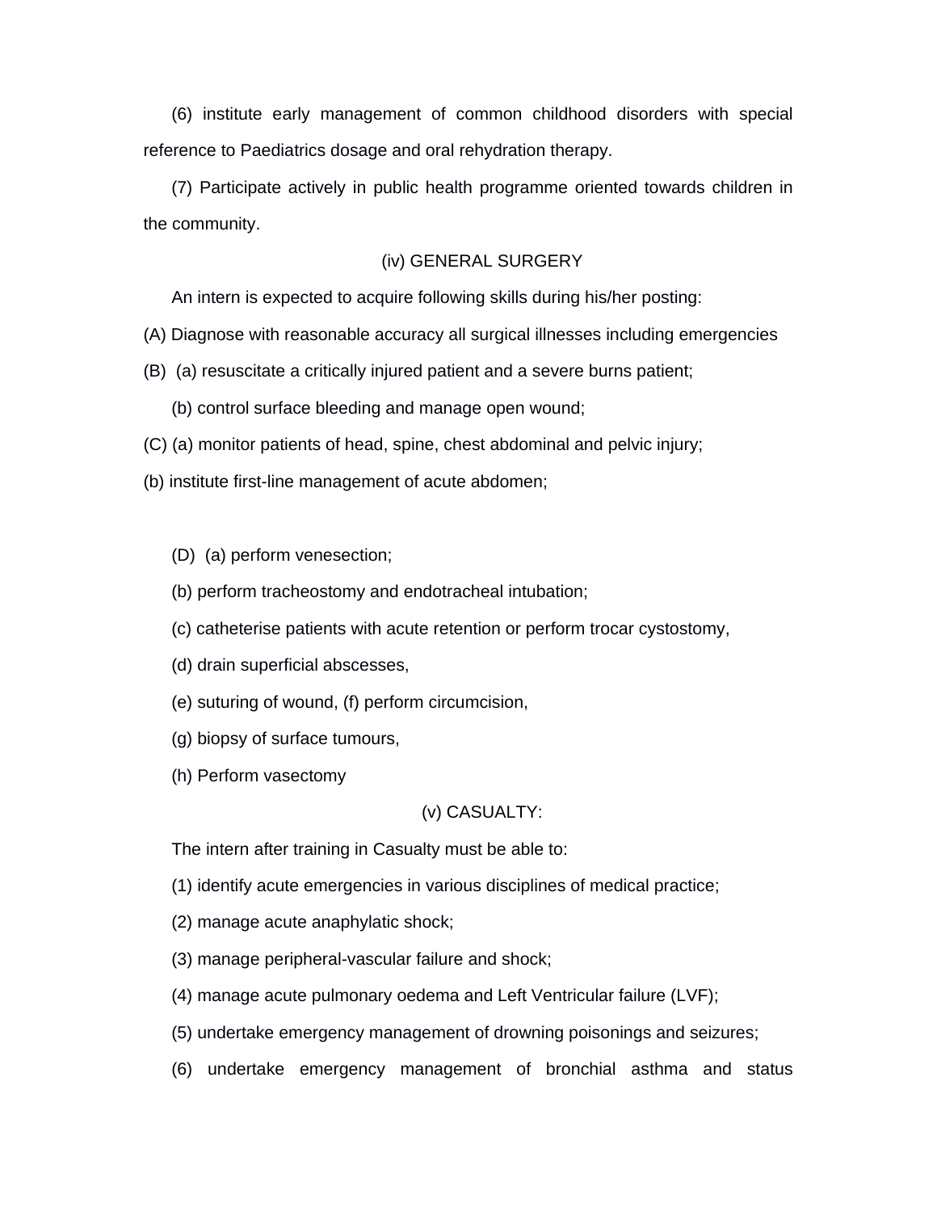(6) institute early management of common childhood disorders with special reference to Paediatrics dosage and oral rehydration therapy.

(7) Participate actively in public health programme oriented towards children in the community.

### (iv) GENERAL SURGERY

An intern is expected to acquire following skills during his/her posting:

(A) Diagnose with reasonable accuracy all surgical illnesses including emergencies

(B) (a) resuscitate a critically injured patient and a severe burns patient;

(b) control surface bleeding and manage open wound;

(C) (a) monitor patients of head, spine, chest abdominal and pelvic injury;

(b) institute first-line management of acute abdomen;

(D) (a) perform venesection;

(b) perform tracheostomy and endotracheal intubation;

(c) catheterise patients with acute retention or perform trocar cystostomy,

(d) drain superficial abscesses,

(e) suturing of wound, (f) perform circumcision,

(g) biopsy of surface tumours,

(h) Perform vasectomy

### (v) CASUALTY:

The intern after training in Casualty must be able to:

(1) identify acute emergencies in various disciplines of medical practice;

(2) manage acute anaphylatic shock;

(3) manage peripheral-vascular failure and shock;

(4) manage acute pulmonary oedema and Left Ventricular failure (LVF);

(5) undertake emergency management of drowning poisonings and seizures;

(6) undertake emergency management of bronchial asthma and status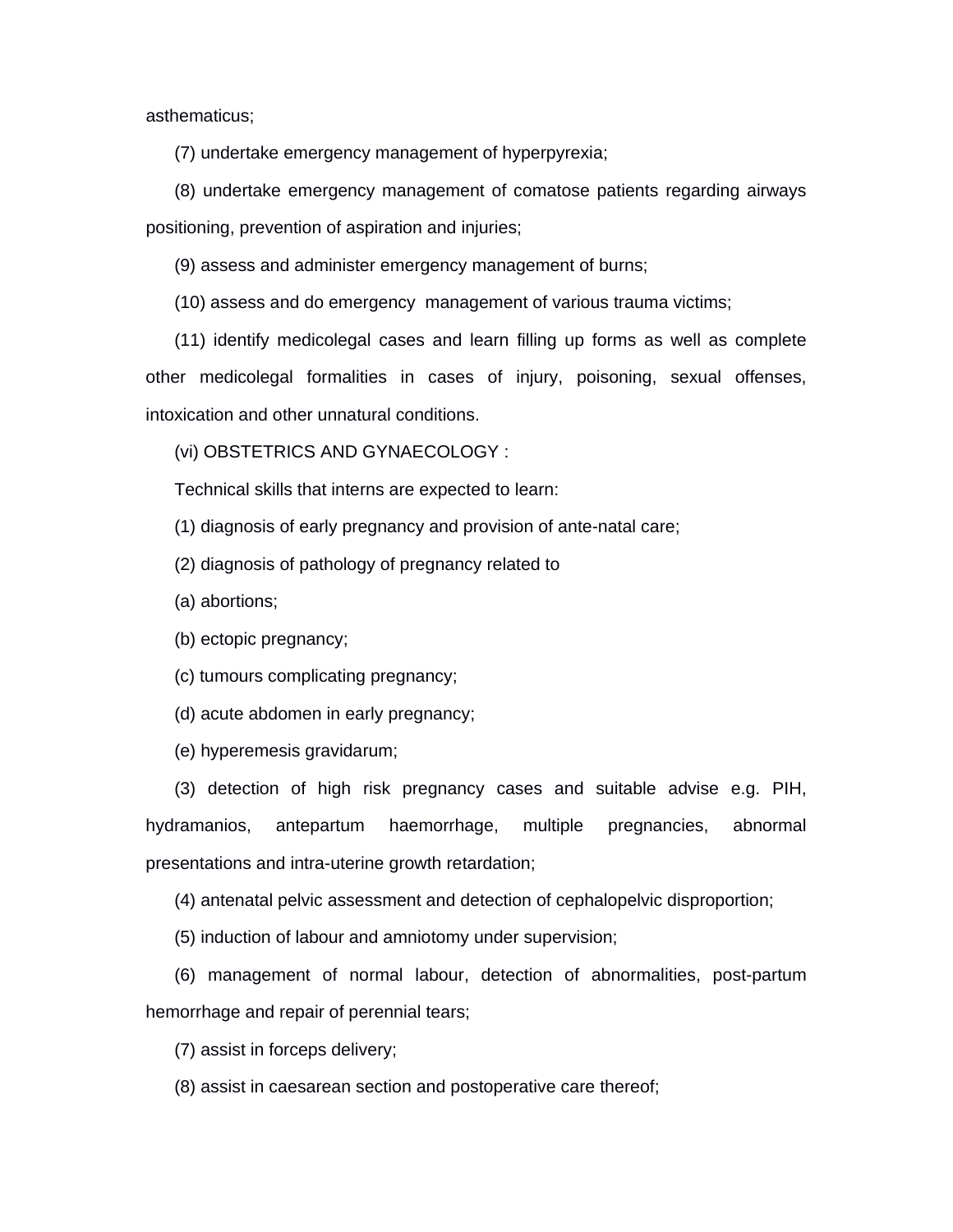asthematicus;

(7) undertake emergency management of hyperpyrexia;

(8) undertake emergency management of comatose patients regarding airways positioning, prevention of aspiration and injuries;

(9) assess and administer emergency management of burns;

(10) assess and do emergency management of various trauma victims;

(11) identify medicolegal cases and learn filling up forms as well as complete other medicolegal formalities in cases of injury, poisoning, sexual offenses, intoxication and other unnatural conditions.

(vi) OBSTETRICS AND GYNAECOLOGY :

Technical skills that interns are expected to learn:

(1) diagnosis of early pregnancy and provision of ante-natal care;

(2) diagnosis of pathology of pregnancy related to

(a) abortions;

(b) ectopic pregnancy;

(c) tumours complicating pregnancy;

(d) acute abdomen in early pregnancy;

(e) hyperemesis gravidarum;

(3) detection of high risk pregnancy cases and suitable advise e.g. PIH, hydramanios, antepartum haemorrhage, multiple pregnancies, abnormal presentations and intra-uterine growth retardation;

(4) antenatal pelvic assessment and detection of cephalopelvic disproportion;

(5) induction of labour and amniotomy under supervision;

(6) management of normal labour, detection of abnormalities, post-partum hemorrhage and repair of perennial tears;

(7) assist in forceps delivery;

(8) assist in caesarean section and postoperative care thereof;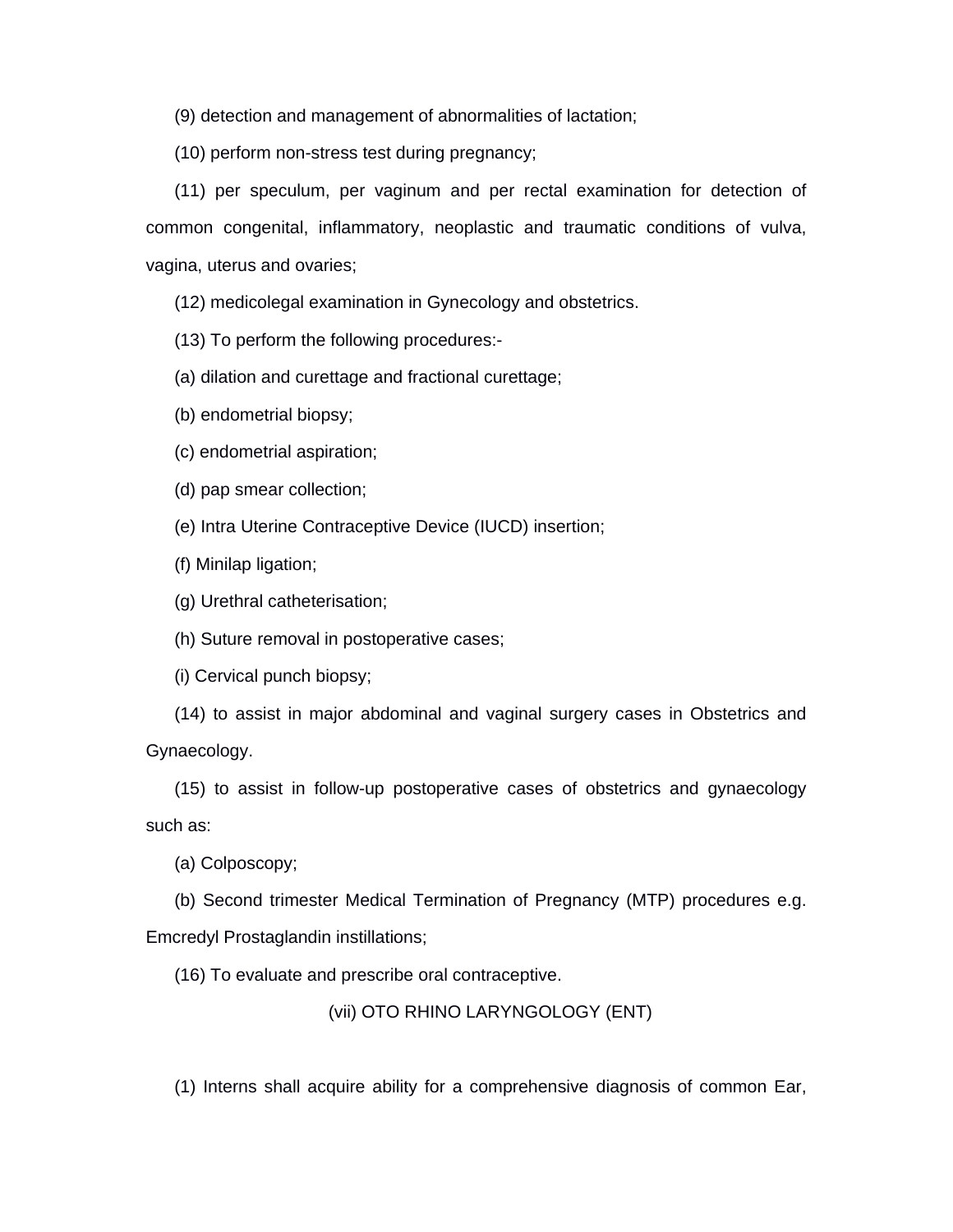(9) detection and management of abnormalities of lactation;

(10) perform non-stress test during pregnancy;

(11) per speculum, per vaginum and per rectal examination for detection of common congenital, inflammatory, neoplastic and traumatic conditions of vulva, vagina, uterus and ovaries;

(12) medicolegal examination in Gynecology and obstetrics.

(13) To perform the following procedures:-

(a) dilation and curettage and fractional curettage;

(b) endometrial biopsy;

(c) endometrial aspiration;

(d) pap smear collection;

(e) Intra Uterine Contraceptive Device (IUCD) insertion;

(f) Minilap ligation;

(g) Urethral catheterisation;

(h) Suture removal in postoperative cases;

(i) Cervical punch biopsy;

(14) to assist in major abdominal and vaginal surgery cases in Obstetrics and Gynaecology.

(15) to assist in follow-up postoperative cases of obstetrics and gynaecology such as:

(a) Colposcopy;

(b) Second trimester Medical Termination of Pregnancy (MTP) procedures e.g. Emcredyl Prostaglandin instillations;

(16) To evaluate and prescribe oral contraceptive.

## (vii) OTO RHINO LARYNGOLOGY (ENT)

(1) Interns shall acquire ability for a comprehensive diagnosis of common Ear,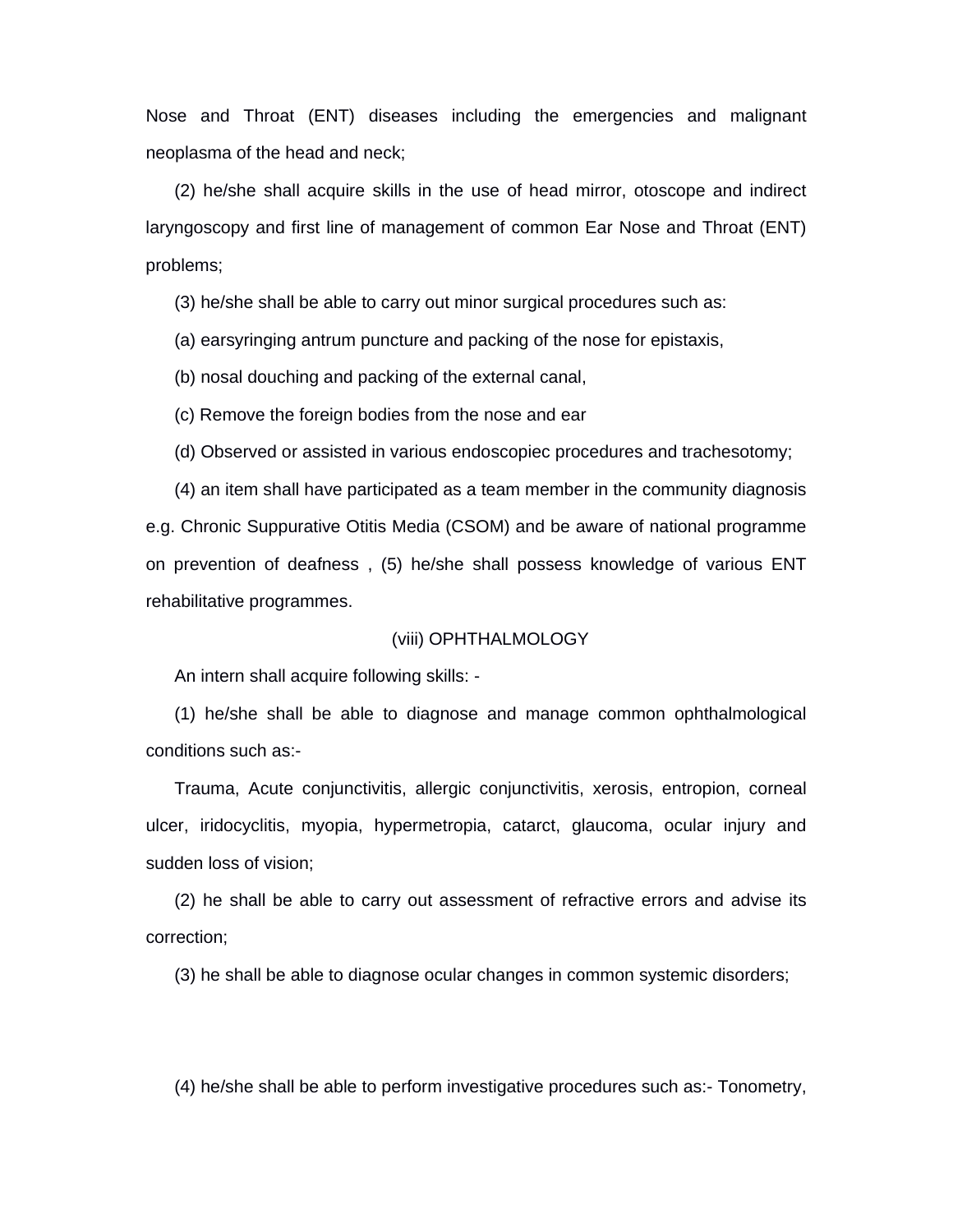Nose and Throat (ENT) diseases including the emergencies and malignant neoplasma of the head and neck;

(2) he/she shall acquire skills in the use of head mirror, otoscope and indirect laryngoscopy and first line of management of common Ear Nose and Throat (ENT) problems;

(3) he/she shall be able to carry out minor surgical procedures such as:

(a) earsyringing antrum puncture and packing of the nose for epistaxis,

(b) nosal douching and packing of the external canal,

(c) Remove the foreign bodies from the nose and ear

(d) Observed or assisted in various endoscopiec procedures and trachesotomy;

(4) an item shall have participated as a team member in the community diagnosis e.g. Chronic Suppurative Otitis Media (CSOM) and be aware of national programme on prevention of deafness , (5) he/she shall possess knowledge of various ENT rehabilitative programmes.

(viii) OPHTHALMOLOGY

An intern shall acquire following skills: -

(1) he/she shall be able to diagnose and manage common ophthalmological conditions such as:-

Trauma, Acute conjunctivitis, allergic conjunctivitis, xerosis, entropion, corneal ulcer, iridocyclitis, myopia, hypermetropia, catarct, glaucoma, ocular injury and sudden loss of vision;

(2) he shall be able to carry out assessment of refractive errors and advise its correction;

(3) he shall be able to diagnose ocular changes in common systemic disorders;

(4) he/she shall be able to perform investigative procedures such as:- Tonometry,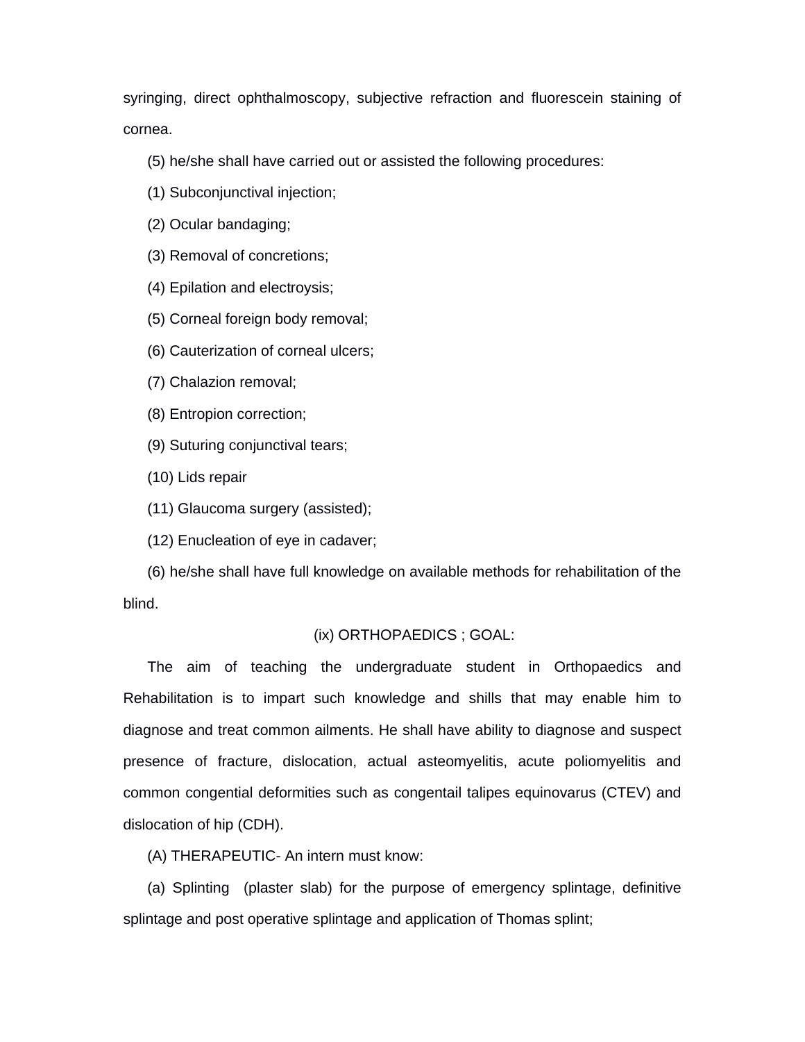syringing, direct ophthalmoscopy, subjective refraction and fluorescein staining of cornea.

(5) he/she shall have carried out or assisted the following procedures:

(1) Subconjunctival injection;

(2) Ocular bandaging;

(3) Removal of concretions;

(4) Epilation and electroysis;

(5) Corneal foreign body removal;

(6) Cauterization of corneal ulcers;

(7) Chalazion removal;

(8) Entropion correction;

(9) Suturing conjunctival tears;

(10) Lids repair

(11) Glaucoma surgery (assisted);

(12) Enucleation of eye in cadaver;

(6) he/she shall have full knowledge on available methods for rehabilitation of the blind.

(ix) ORTHOPAEDICS ; GOAL:

The aim of teaching the undergraduate student in Orthopaedics and Rehabilitation is to impart such knowledge and shills that may enable him to diagnose and treat common ailments. He shall have ability to diagnose and suspect presence of fracture, dislocation, actual asteomyelitis, acute poliomyelitis and common congential deformities such as congentail talipes equinovarus (CTEV) and dislocation of hip (CDH).

(A) THERAPEUTIC- An intern must know:

(a) Splinting (plaster slab) for the purpose of emergency splintage, definitive splintage and post operative splintage and application of Thomas splint;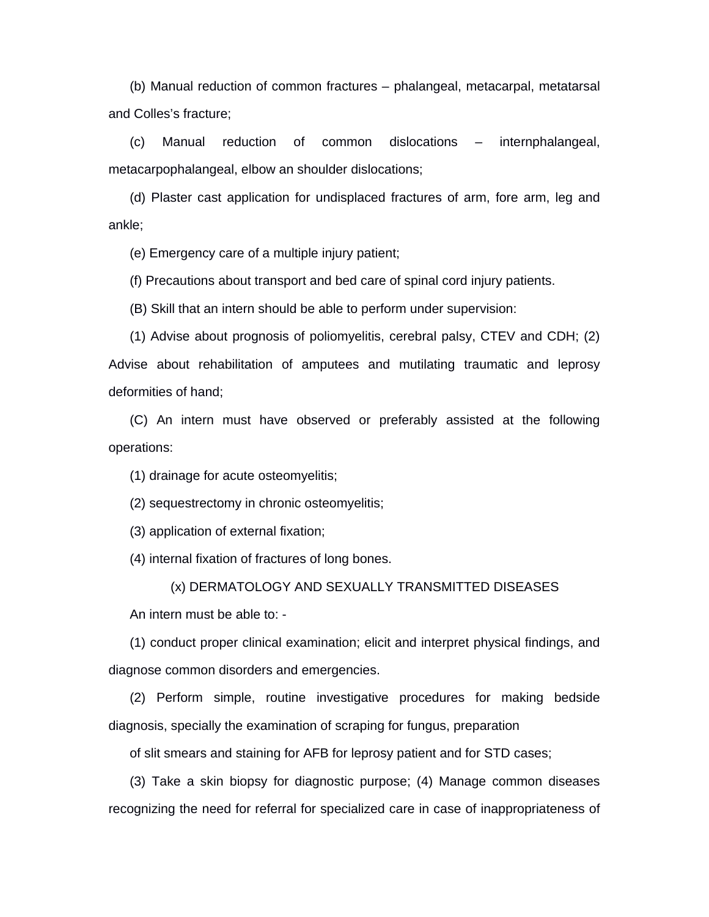(b) Manual reduction of common fractures – phalangeal, metacarpal, metatarsal and Colles's fracture;

(c) Manual reduction of common dislocations – internphalangeal, metacarpophalangeal, elbow an shoulder dislocations;

(d) Plaster cast application for undisplaced fractures of arm, fore arm, leg and ankle;

(e) Emergency care of a multiple injury patient;

(f) Precautions about transport and bed care of spinal cord injury patients.

(B) Skill that an intern should be able to perform under supervision:

(1) Advise about prognosis of poliomyelitis, cerebral palsy, CTEV and CDH; (2) Advise about rehabilitation of amputees and mutilating traumatic and leprosy deformities of hand;

(C) An intern must have observed or preferably assisted at the following operations:

(1) drainage for acute osteomyelitis;

(2) sequestrectomy in chronic osteomyelitis;

(3) application of external fixation;

(4) internal fixation of fractures of long bones.

(x) DERMATOLOGY AND SEXUALLY TRANSMITTED DISEASES

An intern must be able to: -

(1) conduct proper clinical examination; elicit and interpret physical findings, and diagnose common disorders and emergencies.

(2) Perform simple, routine investigative procedures for making bedside diagnosis, specially the examination of scraping for fungus, preparation

of slit smears and staining for AFB for leprosy patient and for STD cases;

(3) Take a skin biopsy for diagnostic purpose; (4) Manage common diseases recognizing the need for referral for specialized care in case of inappropriateness of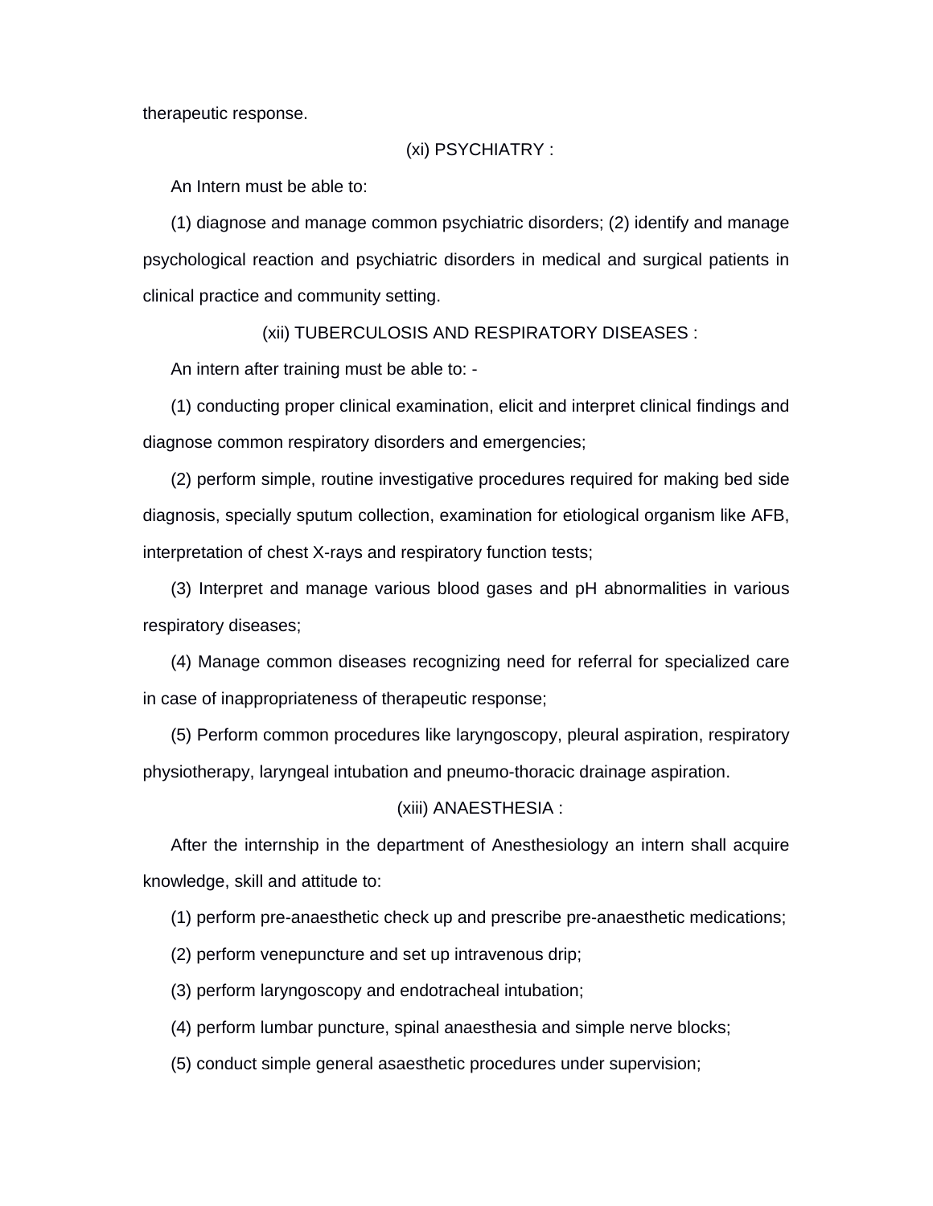therapeutic response.

### (xi) PSYCHIATRY :

An Intern must be able to:

(1) diagnose and manage common psychiatric disorders; (2) identify and manage psychological reaction and psychiatric disorders in medical and surgical patients in clinical practice and community setting.

### (xii) TUBERCULOSIS AND RESPIRATORY DISEASES :

An intern after training must be able to: -

(1) conducting proper clinical examination, elicit and interpret clinical findings and diagnose common respiratory disorders and emergencies;

(2) perform simple, routine investigative procedures required for making bed side diagnosis, specially sputum collection, examination for etiological organism like AFB, interpretation of chest X-rays and respiratory function tests;

(3) Interpret and manage various blood gases and pH abnormalities in various respiratory diseases;

(4) Manage common diseases recognizing need for referral for specialized care in case of inappropriateness of therapeutic response;

(5) Perform common procedures like laryngoscopy, pleural aspiration, respiratory physiotherapy, laryngeal intubation and pneumo-thoracic drainage aspiration.

### (xiii) ANAESTHESIA :

After the internship in the department of Anesthesiology an intern shall acquire knowledge, skill and attitude to:

(1) perform pre-anaesthetic check up and prescribe pre-anaesthetic medications;

(2) perform venepuncture and set up intravenous drip;

(3) perform laryngoscopy and endotracheal intubation;

(4) perform lumbar puncture, spinal anaesthesia and simple nerve blocks;

(5) conduct simple general asaesthetic procedures under supervision;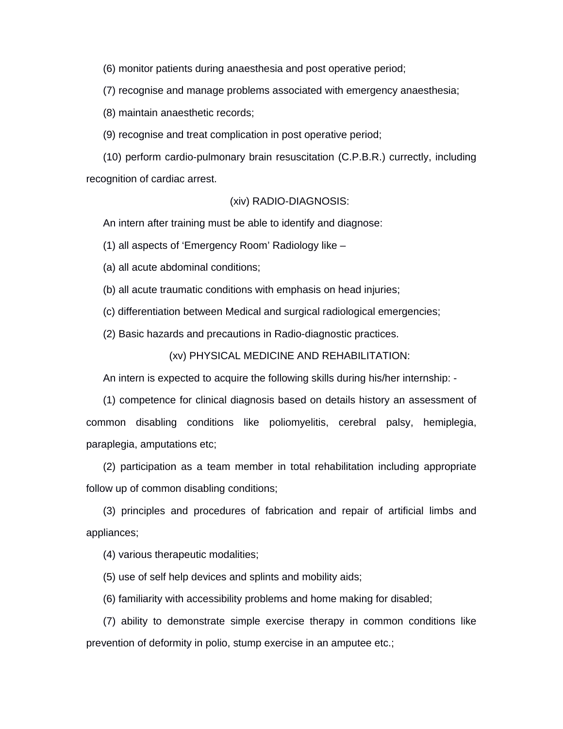(6) monitor patients during anaesthesia and post operative period;

(7) recognise and manage problems associated with emergency anaesthesia;

(8) maintain anaesthetic records;

(9) recognise and treat complication in post operative period;

(10) perform cardio-pulmonary brain resuscitation (C.P.B.R.) currectly, including recognition of cardiac arrest.

### (xiv) RADIO-DIAGNOSIS:

An intern after training must be able to identify and diagnose:

(1) all aspects of 'Emergency Room' Radiology like –

(a) all acute abdominal conditions;

(b) all acute traumatic conditions with emphasis on head injuries;

(c) differentiation between Medical and surgical radiological emergencies;

(2) Basic hazards and precautions in Radio-diagnostic practices.

### (xv) PHYSICAL MEDICINE AND REHABILITATION:

An intern is expected to acquire the following skills during his/her internship: -

(1) competence for clinical diagnosis based on details history an assessment of common disabling conditions like poliomyelitis, cerebral palsy, hemiplegia, paraplegia, amputations etc;

(2) participation as a team member in total rehabilitation including appropriate follow up of common disabling conditions;

(3) principles and procedures of fabrication and repair of artificial limbs and appliances;

(4) various therapeutic modalities;

(5) use of self help devices and splints and mobility aids;

(6) familiarity with accessibility problems and home making for disabled;

(7) ability to demonstrate simple exercise therapy in common conditions like prevention of deformity in polio, stump exercise in an amputee etc.;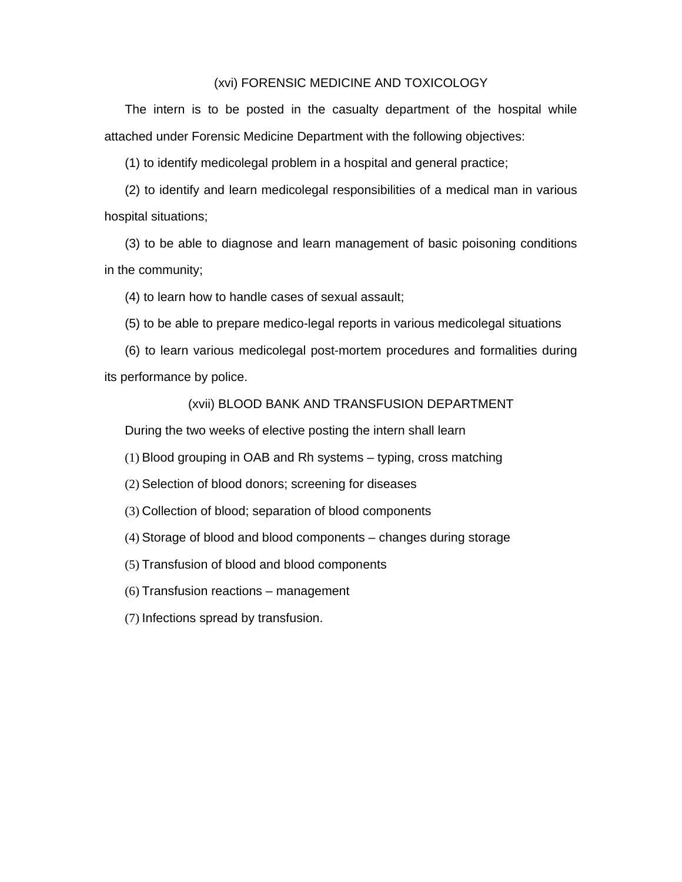## (xvi) FORENSIC MEDICINE AND TOXICOLOGY

The intern is to be posted in the casualty department of the hospital while attached under Forensic Medicine Department with the following objectives:

(1) to identify medicolegal problem in a hospital and general practice;

(2) to identify and learn medicolegal responsibilities of a medical man in various hospital situations;

(3) to be able to diagnose and learn management of basic poisoning conditions in the community;

(4) to learn how to handle cases of sexual assault;

(5) to be able to prepare medico-legal reports in various medicolegal situations

(6) to learn various medicolegal post-mortem procedures and formalities during its performance by police.

## (xvii) BLOOD BANK AND TRANSFUSION DEPARTMENT

During the two weeks of elective posting the intern shall learn

(1) Blood grouping in OAB and Rh systems – typing, cross matching

(2) Selection of blood donors; screening for diseases

(3) Collection of blood; separation of blood components

(4) Storage of blood and blood components – changes during storage

(5) Transfusion of blood and blood components

(6) Transfusion reactions – management

(7) Infections spread by transfusion.